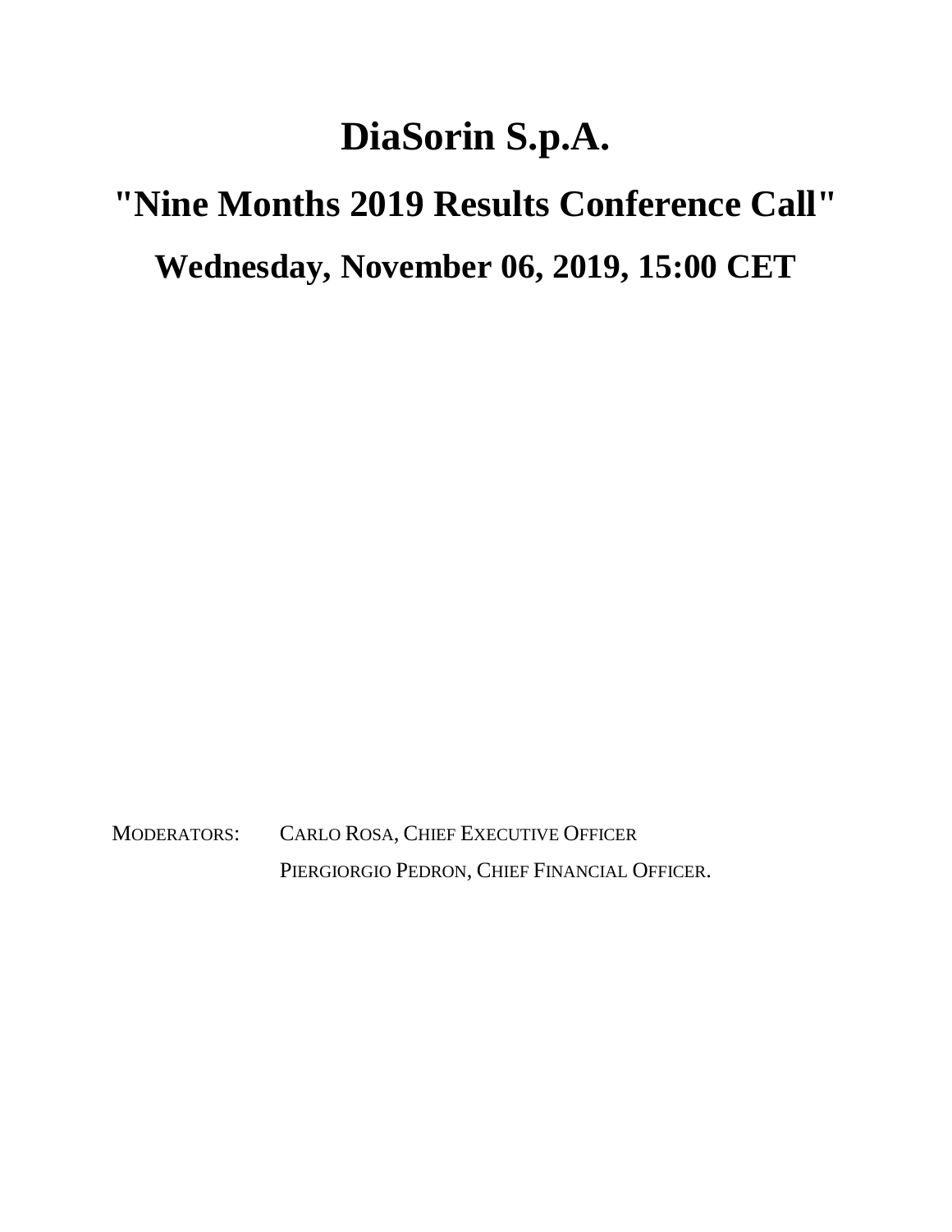# DiaSorin S.p.A.

## "Nine Months 2019 Results Conference Call"

## Wednesday, November 06, 2019, 15:00 CET

MODERATORS: CARLO ROSA, CHIEF EXECUTIVE OFFICER
PIERGIORGIO PEDRON, CHIEF FINANCIAL OFFICER.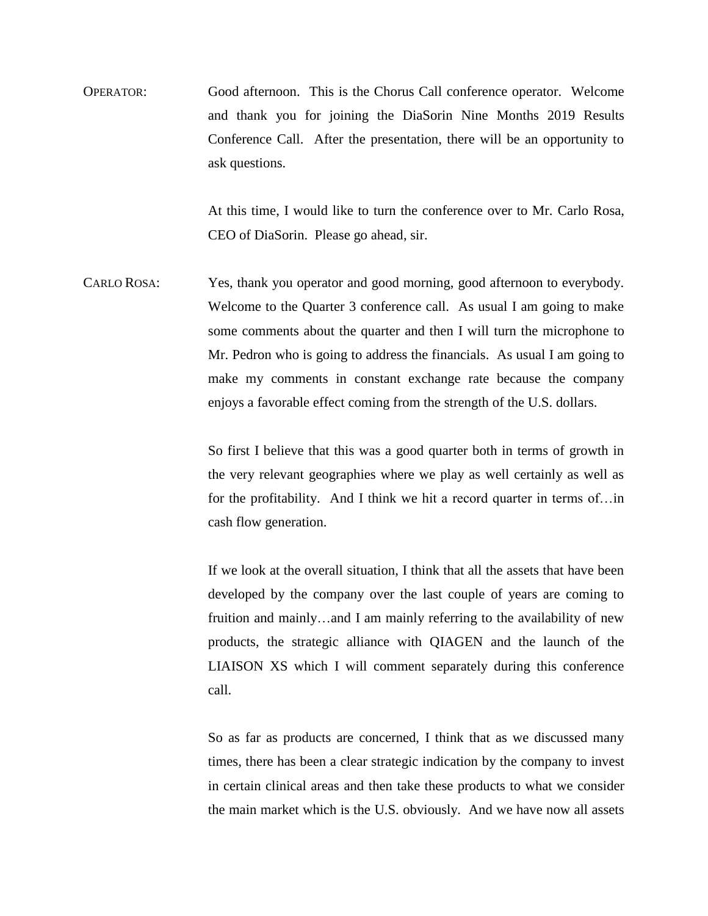OPERATOR: Good afternoon. This is the Chorus Call conference operator. Welcome and thank you for joining the DiaSorin Nine Months 2019 Results Conference Call. After the presentation, there will be an opportunity to ask questions.

At this time, I would like to turn the conference over to Mr. Carlo Rosa, CEO of DiaSorin. Please go ahead, sir.

CARLO ROSA: Yes, thank you operator and good morning, good afternoon to everybody. Welcome to the Quarter 3 conference call. As usual I am going to make some comments about the quarter and then I will turn the microphone to Mr. Pedron who is going to address the financials. As usual I am going to make my comments in constant exchange rate because the company enjoys a favorable effect coming from the strength of the U.S. dollars.

So first I believe that this was a good quarter both in terms of growth in the very relevant geographies where we play as well certainly as well as for the profitability. And I think we hit a record quarter in terms of…in cash flow generation.

If we look at the overall situation, I think that all the assets that have been developed by the company over the last couple of years are coming to fruition and mainly…and I am mainly referring to the availability of new products, the strategic alliance with QIAGEN and the launch of the LIAISON XS which I will comment separately during this conference call.

So as far as products are concerned, I think that as we discussed many times, there has been a clear strategic indication by the company to invest in certain clinical areas and then take these products to what we consider the main market which is the U.S. obviously. And we have now all assets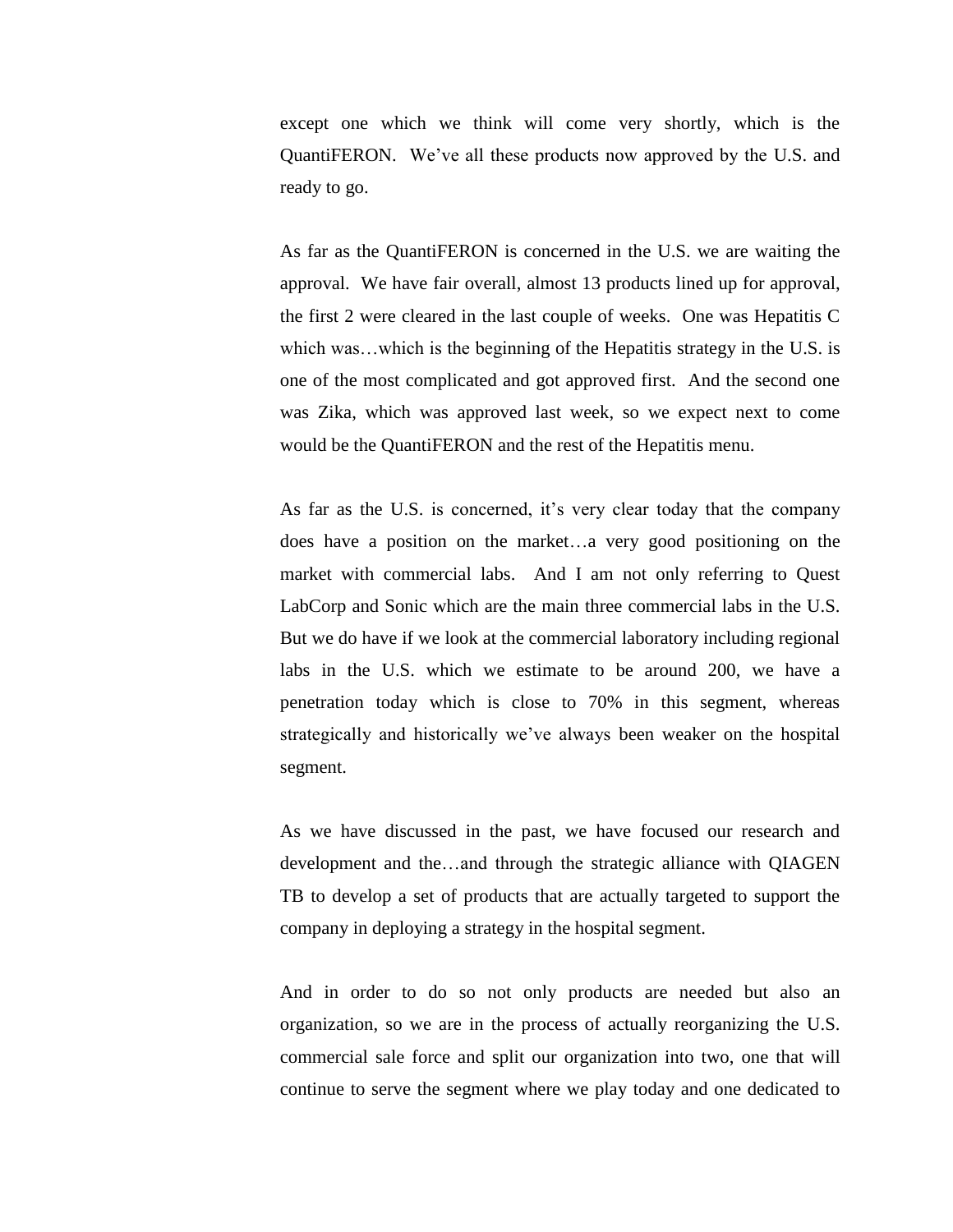except one which we think will come very shortly, which is the QuantiFERON. We've all these products now approved by the U.S. and ready to go.

As far as the QuantiFERON is concerned in the U.S. we are waiting the approval. We have fair overall, almost 13 products lined up for approval, the first 2 were cleared in the last couple of weeks. One was Hepatitis C which was…which is the beginning of the Hepatitis strategy in the U.S. is one of the most complicated and got approved first. And the second one was Zika, which was approved last week, so we expect next to come would be the QuantiFERON and the rest of the Hepatitis menu.

As far as the U.S. is concerned, it's very clear today that the company does have a position on the market…a very good positioning on the market with commercial labs. And I am not only referring to Quest LabCorp and Sonic which are the main three commercial labs in the U.S. But we do have if we look at the commercial laboratory including regional labs in the U.S. which we estimate to be around 200, we have a penetration today which is close to 70% in this segment, whereas strategically and historically we've always been weaker on the hospital segment.

As we have discussed in the past, we have focused our research and development and the…and through the strategic alliance with QIAGEN TB to develop a set of products that are actually targeted to support the company in deploying a strategy in the hospital segment.

And in order to do so not only products are needed but also an organization, so we are in the process of actually reorganizing the U.S. commercial sale force and split our organization into two, one that will continue to serve the segment where we play today and one dedicated to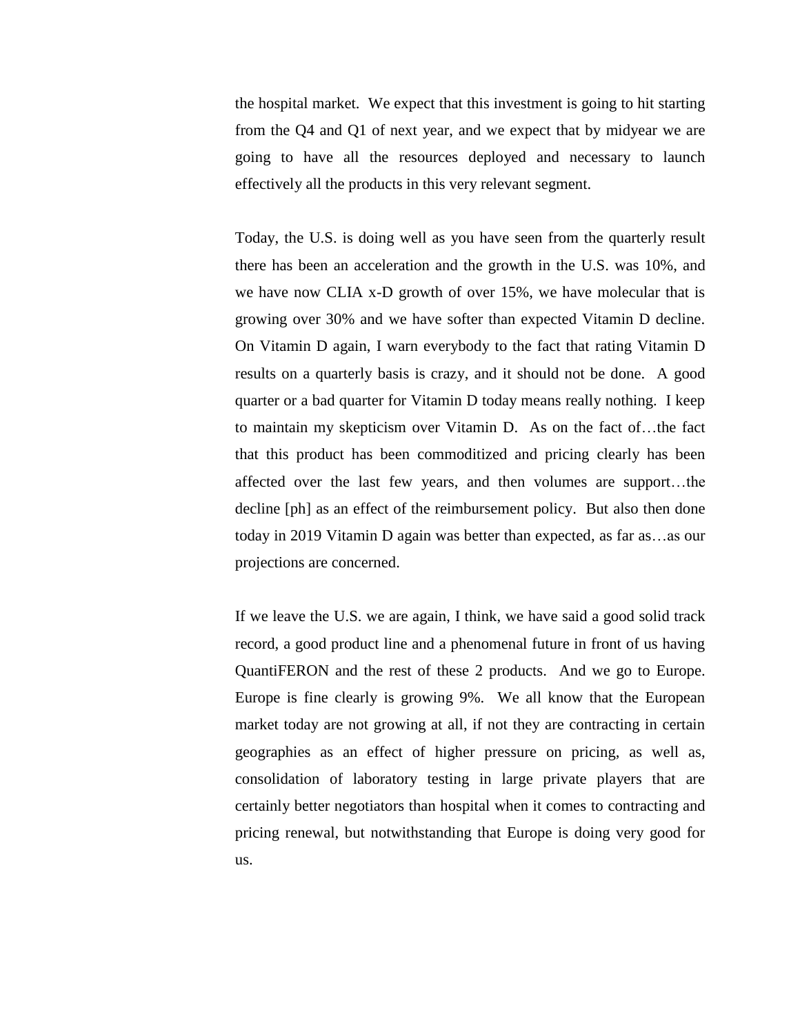the hospital market. We expect that this investment is going to hit starting from the Q4 and Q1 of next year, and we expect that by midyear we are going to have all the resources deployed and necessary to launch effectively all the products in this very relevant segment.

Today, the U.S. is doing well as you have seen from the quarterly result there has been an acceleration and the growth in the U.S. was 10%, and we have now CLIA x-D growth of over 15%, we have molecular that is growing over 30% and we have softer than expected Vitamin D decline. On Vitamin D again, I warn everybody to the fact that rating Vitamin D results on a quarterly basis is crazy, and it should not be done. A good quarter or a bad quarter for Vitamin D today means really nothing. I keep to maintain my skepticism over Vitamin D. As on the fact of…the fact that this product has been commoditized and pricing clearly has been affected over the last few years, and then volumes are support…the decline [ph] as an effect of the reimbursement policy. But also then done today in 2019 Vitamin D again was better than expected, as far as…as our projections are concerned.

If we leave the U.S. we are again, I think, we have said a good solid track record, a good product line and a phenomenal future in front of us having QuantiFERON and the rest of these 2 products. And we go to Europe. Europe is fine clearly is growing 9%. We all know that the European market today are not growing at all, if not they are contracting in certain geographies as an effect of higher pressure on pricing, as well as, consolidation of laboratory testing in large private players that are certainly better negotiators than hospital when it comes to contracting and pricing renewal, but notwithstanding that Europe is doing very good for us.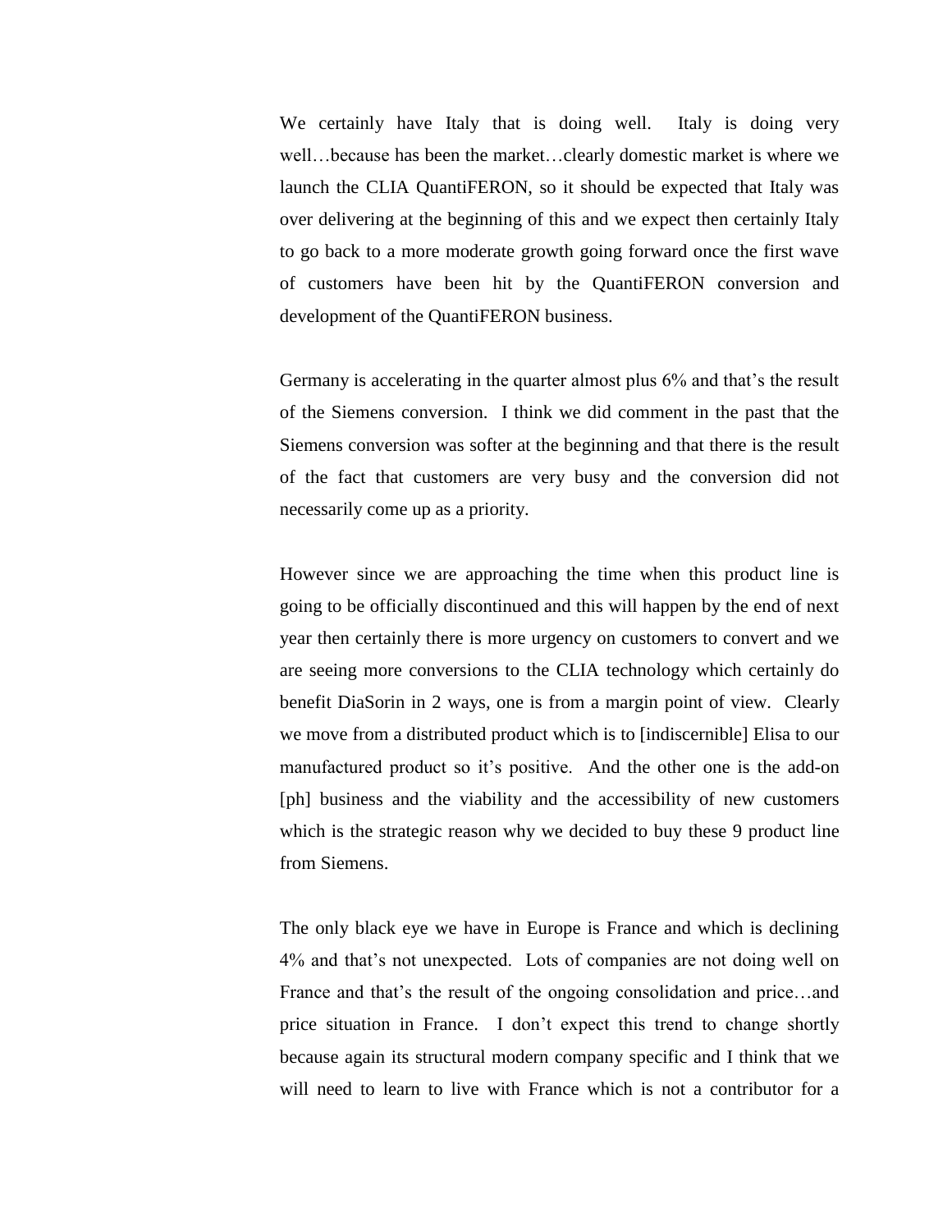We certainly have Italy that is doing well. Italy is doing very well…because has been the market…clearly domestic market is where we launch the CLIA QuantiFERON, so it should be expected that Italy was over delivering at the beginning of this and we expect then certainly Italy to go back to a more moderate growth going forward once the first wave of customers have been hit by the QuantiFERON conversion and development of the QuantiFERON business.

Germany is accelerating in the quarter almost plus 6% and that's the result of the Siemens conversion. I think we did comment in the past that the Siemens conversion was softer at the beginning and that there is the result of the fact that customers are very busy and the conversion did not necessarily come up as a priority.

However since we are approaching the time when this product line is going to be officially discontinued and this will happen by the end of next year then certainly there is more urgency on customers to convert and we are seeing more conversions to the CLIA technology which certainly do benefit DiaSorin in 2 ways, one is from a margin point of view. Clearly we move from a distributed product which is to [indiscernible] Elisa to our manufactured product so it's positive. And the other one is the add-on [ph] business and the viability and the accessibility of new customers which is the strategic reason why we decided to buy these 9 product line from Siemens.

The only black eye we have in Europe is France and which is declining 4% and that's not unexpected. Lots of companies are not doing well on France and that's the result of the ongoing consolidation and price…and price situation in France. I don't expect this trend to change shortly because again its structural modern company specific and I think that we will need to learn to live with France which is not a contributor for a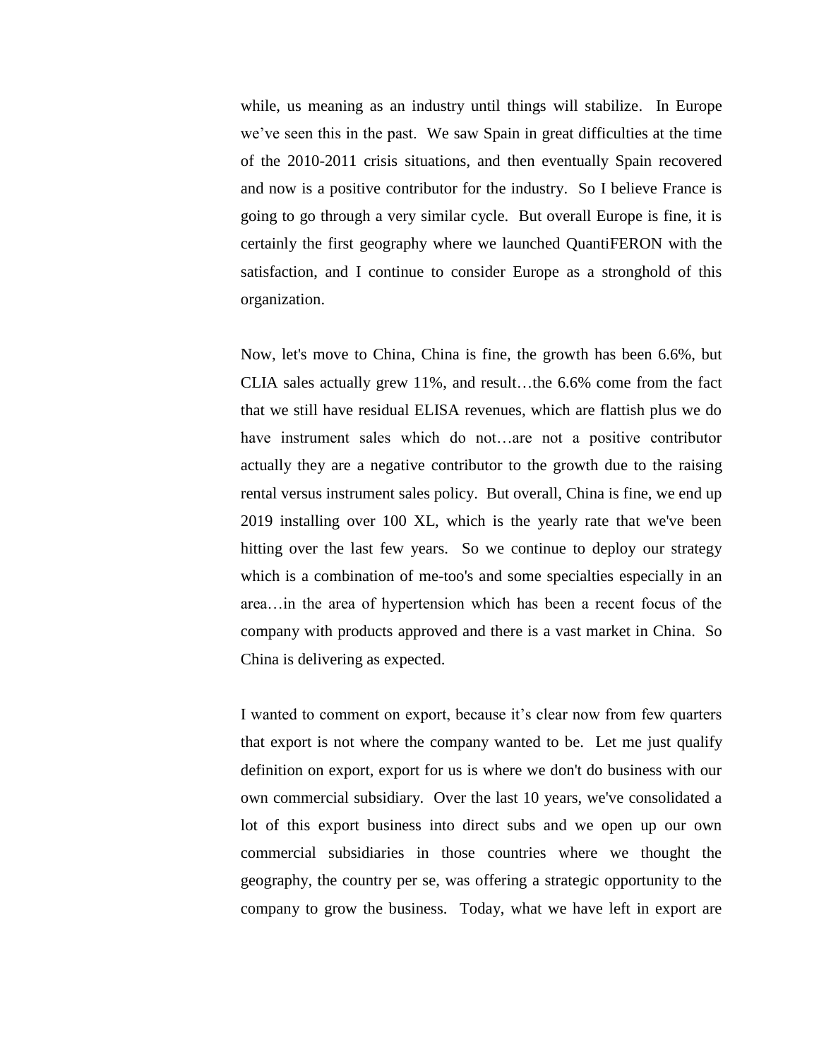while, us meaning as an industry until things will stabilize. In Europe we've seen this in the past. We saw Spain in great difficulties at the time of the 2010-2011 crisis situations, and then eventually Spain recovered and now is a positive contributor for the industry. So I believe France is going to go through a very similar cycle. But overall Europe is fine, it is certainly the first geography where we launched QuantiFERON with the satisfaction, and I continue to consider Europe as a stronghold of this organization.

Now, let's move to China, China is fine, the growth has been 6.6%, but CLIA sales actually grew 11%, and result…the 6.6% come from the fact that we still have residual ELISA revenues, which are flattish plus we do have instrument sales which do not…are not a positive contributor actually they are a negative contributor to the growth due to the raising rental versus instrument sales policy. But overall, China is fine, we end up 2019 installing over 100 XL, which is the yearly rate that we've been hitting over the last few years. So we continue to deploy our strategy which is a combination of me-too's and some specialties especially in an area…in the area of hypertension which has been a recent focus of the company with products approved and there is a vast market in China. So China is delivering as expected.

I wanted to comment on export, because it's clear now from few quarters that export is not where the company wanted to be. Let me just qualify definition on export, export for us is where we don't do business with our own commercial subsidiary. Over the last 10 years, we've consolidated a lot of this export business into direct subs and we open up our own commercial subsidiaries in those countries where we thought the geography, the country per se, was offering a strategic opportunity to the company to grow the business. Today, what we have left in export are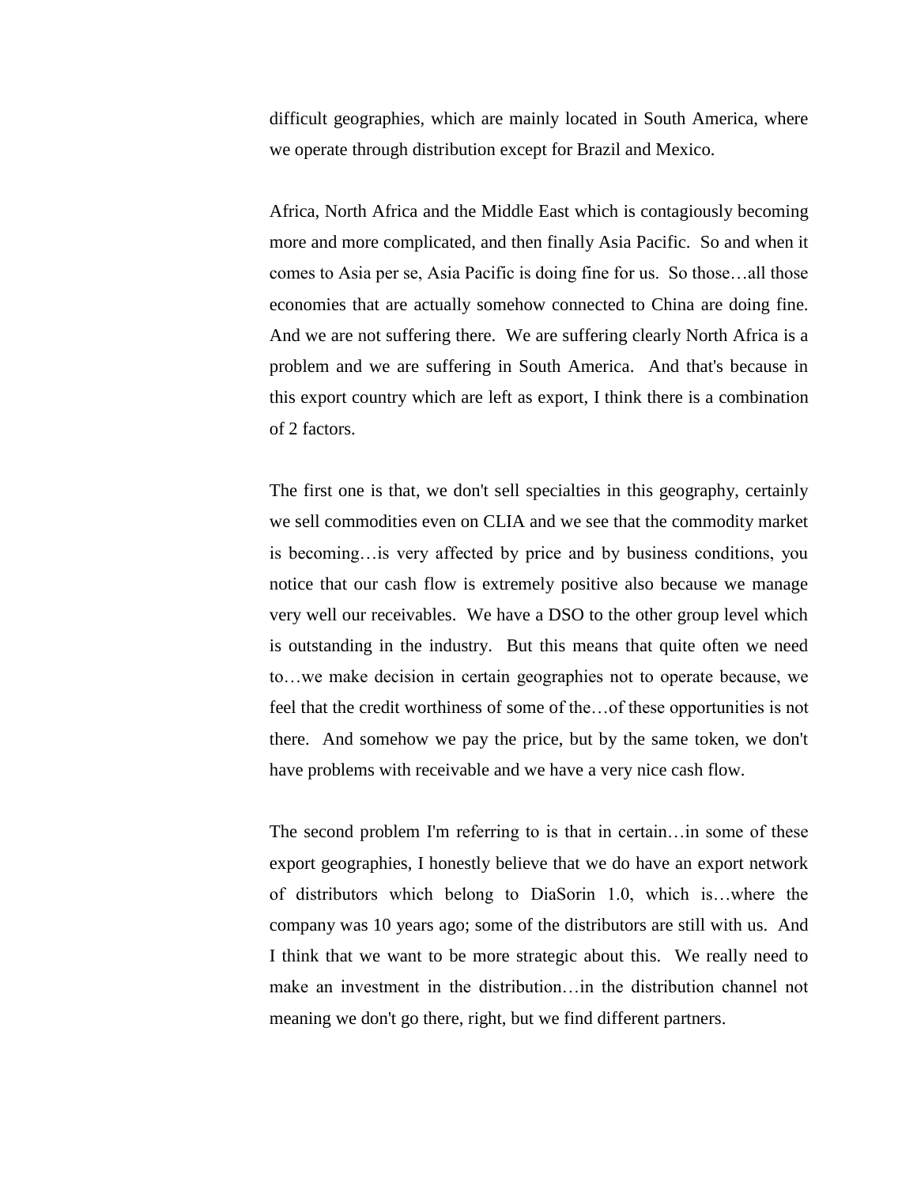difficult geographies, which are mainly located in South America, where we operate through distribution except for Brazil and Mexico.

Africa, North Africa and the Middle East which is contagiously becoming more and more complicated, and then finally Asia Pacific. So and when it comes to Asia per se, Asia Pacific is doing fine for us. So those…all those economies that are actually somehow connected to China are doing fine. And we are not suffering there. We are suffering clearly North Africa is a problem and we are suffering in South America. And that's because in this export country which are left as export, I think there is a combination of 2 factors.

The first one is that, we don't sell specialties in this geography, certainly we sell commodities even on CLIA and we see that the commodity market is becoming…is very affected by price and by business conditions, you notice that our cash flow is extremely positive also because we manage very well our receivables. We have a DSO to the other group level which is outstanding in the industry. But this means that quite often we need to…we make decision in certain geographies not to operate because, we feel that the credit worthiness of some of the…of these opportunities is not there. And somehow we pay the price, but by the same token, we don't have problems with receivable and we have a very nice cash flow.

The second problem I'm referring to is that in certain…in some of these export geographies, I honestly believe that we do have an export network of distributors which belong to DiaSorin 1.0, which is…where the company was 10 years ago; some of the distributors are still with us. And I think that we want to be more strategic about this. We really need to make an investment in the distribution…in the distribution channel not meaning we don't go there, right, but we find different partners.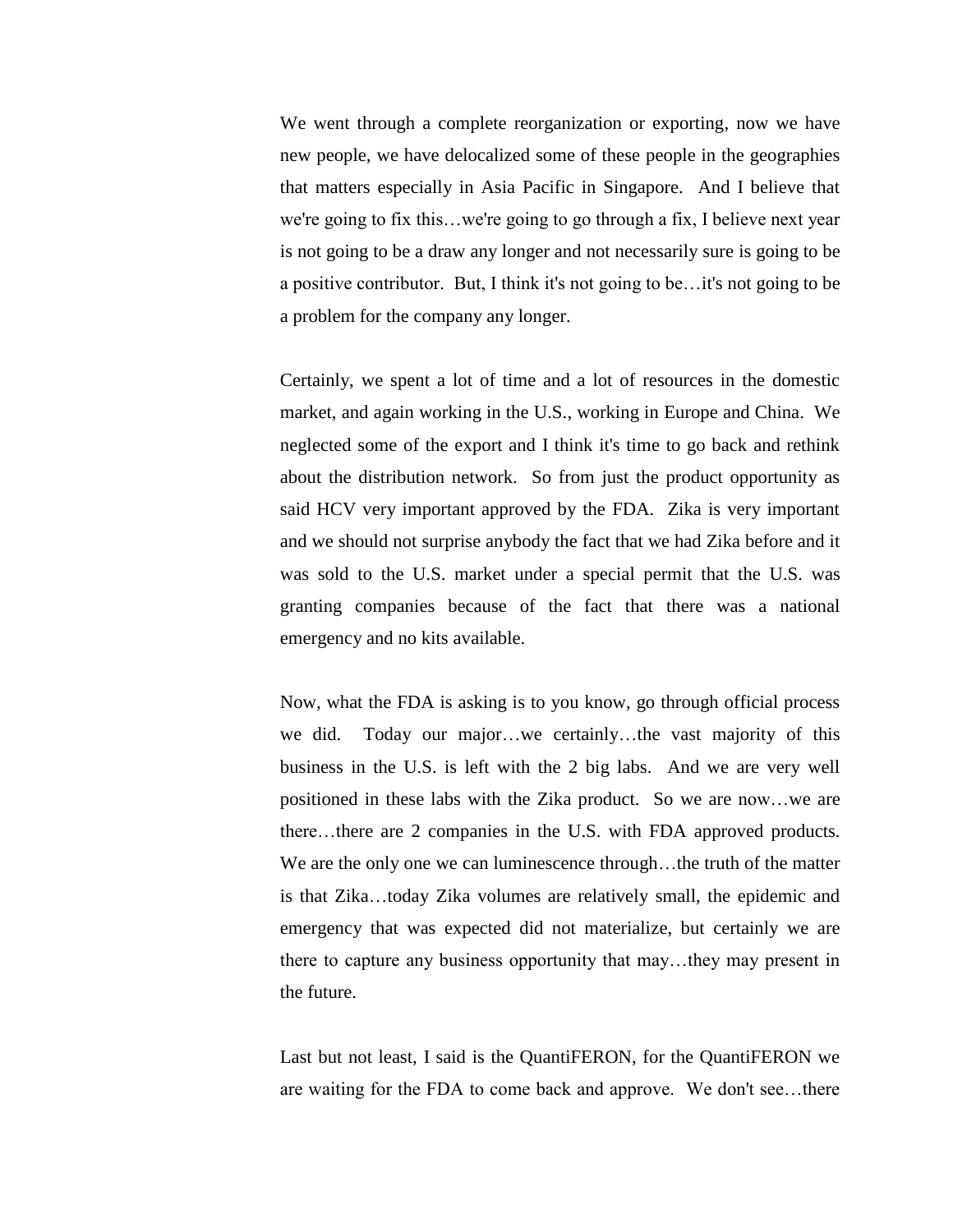We went through a complete reorganization or exporting, now we have new people, we have delocalized some of these people in the geographies that matters especially in Asia Pacific in Singapore. And I believe that we're going to fix this…we're going to go through a fix, I believe next year is not going to be a draw any longer and not necessarily sure is going to be a positive contributor. But, I think it's not going to be…it's not going to be a problem for the company any longer.

Certainly, we spent a lot of time and a lot of resources in the domestic market, and again working in the U.S., working in Europe and China. We neglected some of the export and I think it's time to go back and rethink about the distribution network. So from just the product opportunity as said HCV very important approved by the FDA. Zika is very important and we should not surprise anybody the fact that we had Zika before and it was sold to the U.S. market under a special permit that the U.S. was granting companies because of the fact that there was a national emergency and no kits available.

Now, what the FDA is asking is to you know, go through official process we did. Today our major…we certainly…the vast majority of this business in the U.S. is left with the 2 big labs. And we are very well positioned in these labs with the Zika product. So we are now…we are there…there are 2 companies in the U.S. with FDA approved products. We are the only one we can luminescence through…the truth of the matter is that Zika…today Zika volumes are relatively small, the epidemic and emergency that was expected did not materialize, but certainly we are there to capture any business opportunity that may…they may present in the future.

Last but not least, I said is the QuantiFERON, for the QuantiFERON we are waiting for the FDA to come back and approve. We don't see…there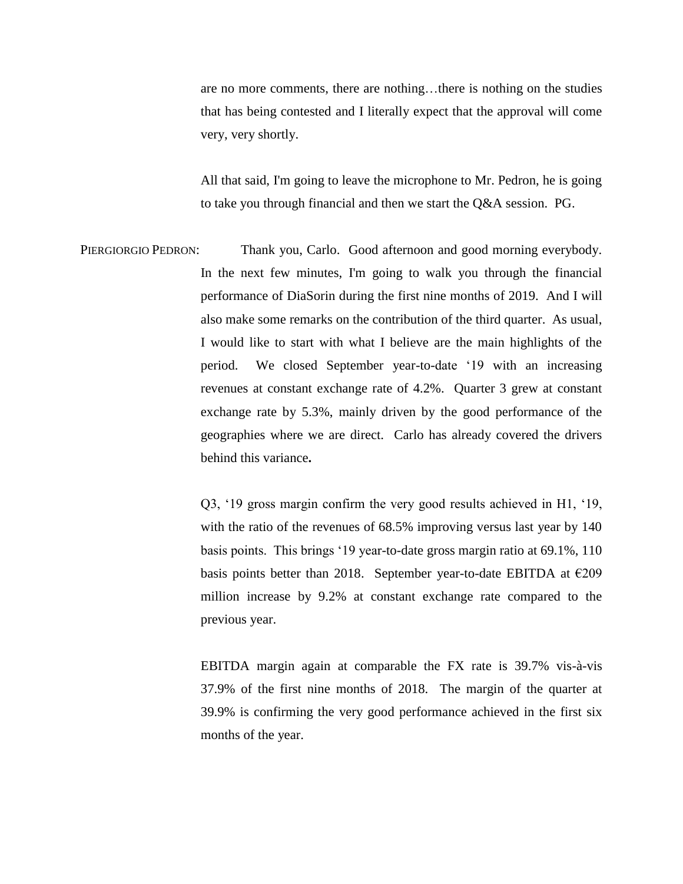are no more comments, there are nothing…there is nothing on the studies that has being contested and I literally expect that the approval will come very, very shortly.

All that said, I'm going to leave the microphone to Mr. Pedron, he is going to take you through financial and then we start the Q&A session. PG.

PIERGIORGIO PEDRON: Thank you, Carlo. Good afternoon and good morning everybody. In the next few minutes, I'm going to walk you through the financial performance of DiaSorin during the first nine months of 2019. And I will also make some remarks on the contribution of the third quarter. As usual, I would like to start with what I believe are the main highlights of the period. We closed September year-to-date '19 with an increasing revenues at constant exchange rate of 4.2%. Quarter 3 grew at constant exchange rate by 5.3%, mainly driven by the good performance of the geographies where we are direct. Carlo has already covered the drivers behind this variance**.**

Q3, '19 gross margin confirm the very good results achieved in H1, '19, with the ratio of the revenues of 68.5% improving versus last year by 140 basis points. This brings '19 year-to-date gross margin ratio at 69.1%, 110 basis points better than 2018. September year-to-date EBITDA at €209 million increase by 9.2% at constant exchange rate compared to the previous year.

EBITDA margin again at comparable the FX rate is 39.7% vis-à-vis 37.9% of the first nine months of 2018. The margin of the quarter at 39.9% is confirming the very good performance achieved in the first six months of the year.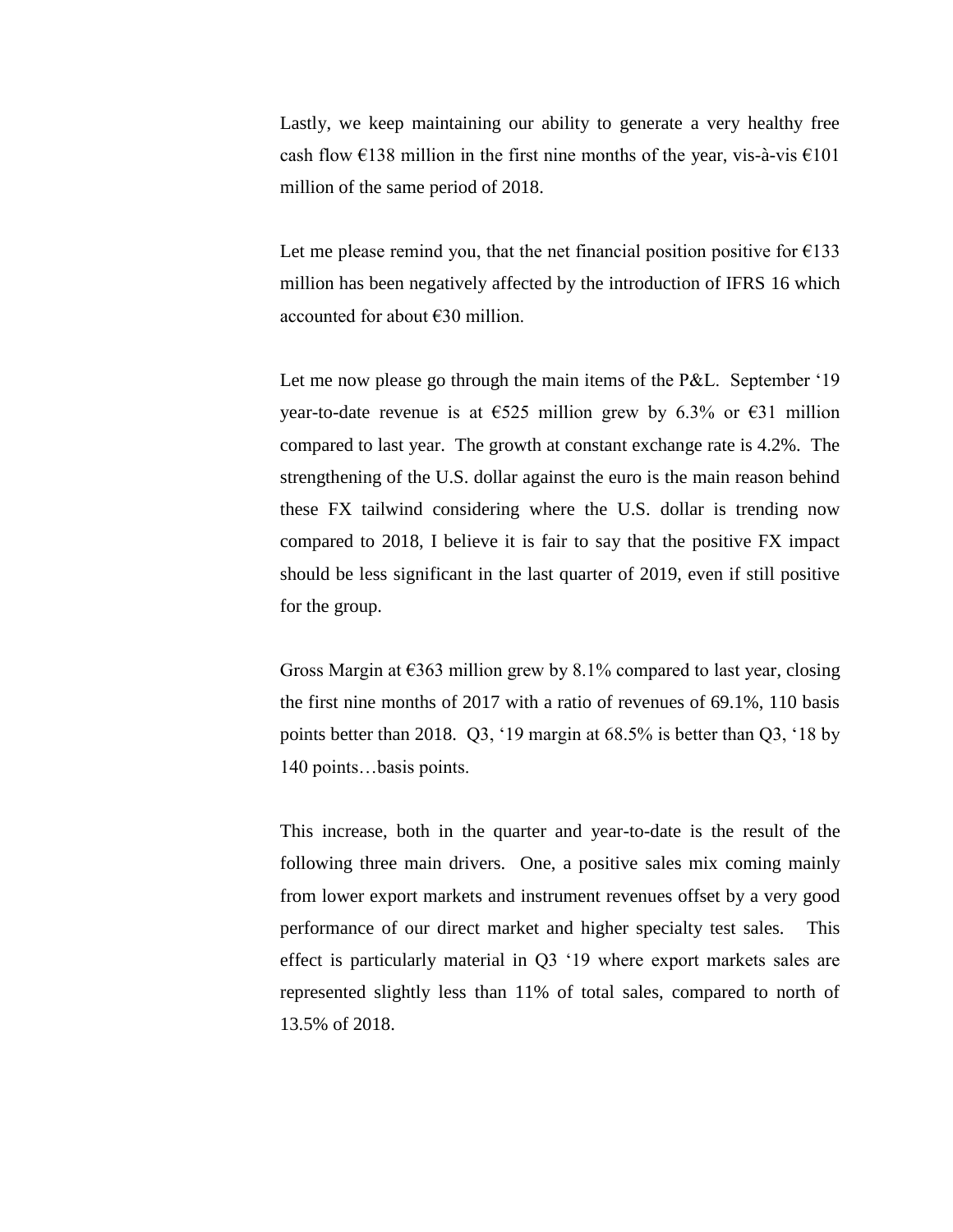Lastly, we keep maintaining our ability to generate a very healthy free cash flow €138 million in the first nine months of the year, vis-à-vis €101 million of the same period of 2018.

Let me please remind you, that the net financial position positive for €133 million has been negatively affected by the introduction of IFRS 16 which accounted for about €30 million.

Let me now please go through the main items of the P&L. September '19 year-to-date revenue is at €525 million grew by 6.3% or €31 million compared to last year. The growth at constant exchange rate is 4.2%. The strengthening of the U.S. dollar against the euro is the main reason behind these FX tailwind considering where the U.S. dollar is trending now compared to 2018, I believe it is fair to say that the positive FX impact should be less significant in the last quarter of 2019, even if still positive for the group.

Gross Margin at €363 million grew by 8.1% compared to last year, closing the first nine months of 2017 with a ratio of revenues of 69.1%, 110 basis points better than 2018. Q3, '19 margin at 68.5% is better than Q3, '18 by 140 points…basis points.

This increase, both in the quarter and year-to-date is the result of the following three main drivers. One, a positive sales mix coming mainly from lower export markets and instrument revenues offset by a very good performance of our direct market and higher specialty test sales. This effect is particularly material in Q3 '19 where export markets sales are represented slightly less than 11% of total sales, compared to north of 13.5% of 2018.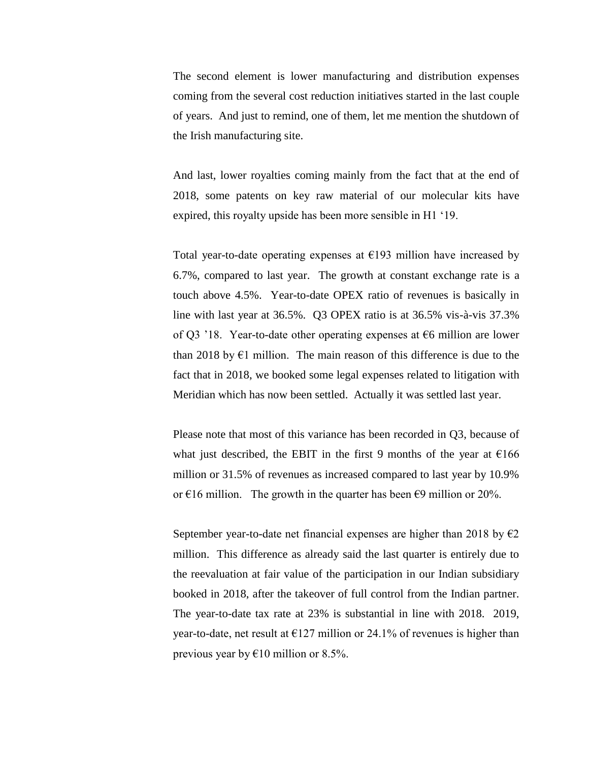The second element is lower manufacturing and distribution expenses coming from the several cost reduction initiatives started in the last couple of years. And just to remind, one of them, let me mention the shutdown of the Irish manufacturing site.

And last, lower royalties coming mainly from the fact that at the end of 2018, some patents on key raw material of our molecular kits have expired, this royalty upside has been more sensible in H1 '19.

Total year-to-date operating expenses at €193 million have increased by 6.7%, compared to last year. The growth at constant exchange rate is a touch above 4.5%. Year-to-date OPEX ratio of revenues is basically in line with last year at 36.5%. Q3 OPEX ratio is at 36.5% vis-à-vis 37.3% of Q3 '18. Year-to-date other operating expenses at €6 million are lower than 2018 by €1 million. The main reason of this difference is due to the fact that in 2018, we booked some legal expenses related to litigation with Meridian which has now been settled. Actually it was settled last year.

Please note that most of this variance has been recorded in Q3, because of what just described, the EBIT in the first 9 months of the year at €166 million or 31.5% of revenues as increased compared to last year by 10.9% or €16 million. The growth in the quarter has been €9 million or 20%.

September year-to-date net financial expenses are higher than 2018 by €2 million. This difference as already said the last quarter is entirely due to the reevaluation at fair value of the participation in our Indian subsidiary booked in 2018, after the takeover of full control from the Indian partner. The year-to-date tax rate at 23% is substantial in line with 2018. 2019, year-to-date, net result at €127 million or 24.1% of revenues is higher than previous year by €10 million or 8.5%.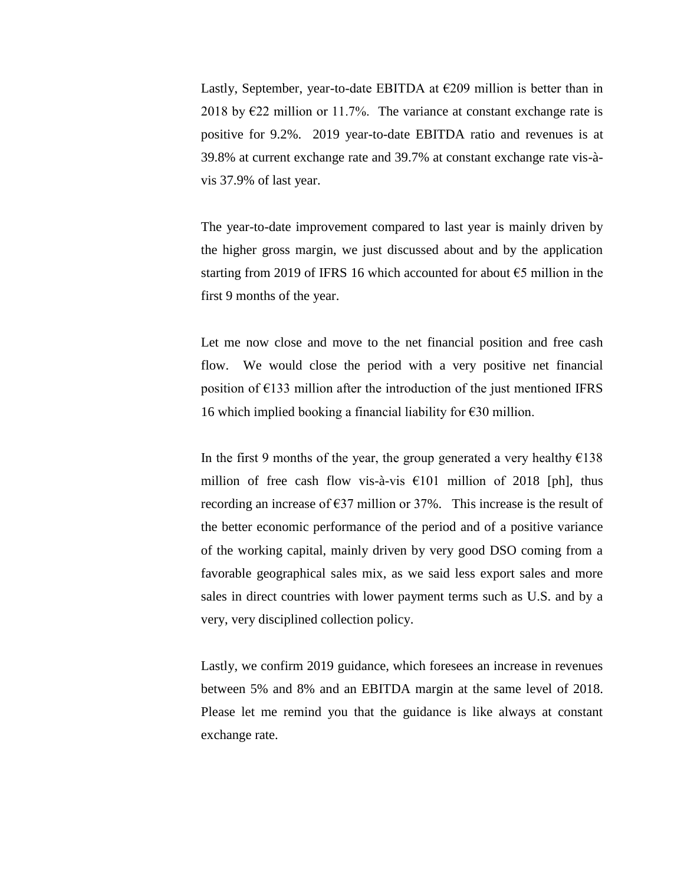Lastly, September, year-to-date EBITDA at €209 million is better than in 2018 by €22 million or 11.7%. The variance at constant exchange rate is positive for 9.2%. 2019 year-to-date EBITDA ratio and revenues is at 39.8% at current exchange rate and 39.7% at constant exchange rate vis-à-vis 37.9% of last year.

The year-to-date improvement compared to last year is mainly driven by the higher gross margin, we just discussed about and by the application starting from 2019 of IFRS 16 which accounted for about €5 million in the first 9 months of the year.

Let me now close and move to the net financial position and free cash flow. We would close the period with a very positive net financial position of €133 million after the introduction of the just mentioned IFRS 16 which implied booking a financial liability for €30 million.

In the first 9 months of the year, the group generated a very healthy €138 million of free cash flow vis-à-vis €101 million of 2018 [ph], thus recording an increase of €37 million or 37%. This increase is the result of the better economic performance of the period and of a positive variance of the working capital, mainly driven by very good DSO coming from a favorable geographical sales mix, as we said less export sales and more sales in direct countries with lower payment terms such as U.S. and by a very, very disciplined collection policy.

Lastly, we confirm 2019 guidance, which foresees an increase in revenues between 5% and 8% and an EBITDA margin at the same level of 2018. Please let me remind you that the guidance is like always at constant exchange rate.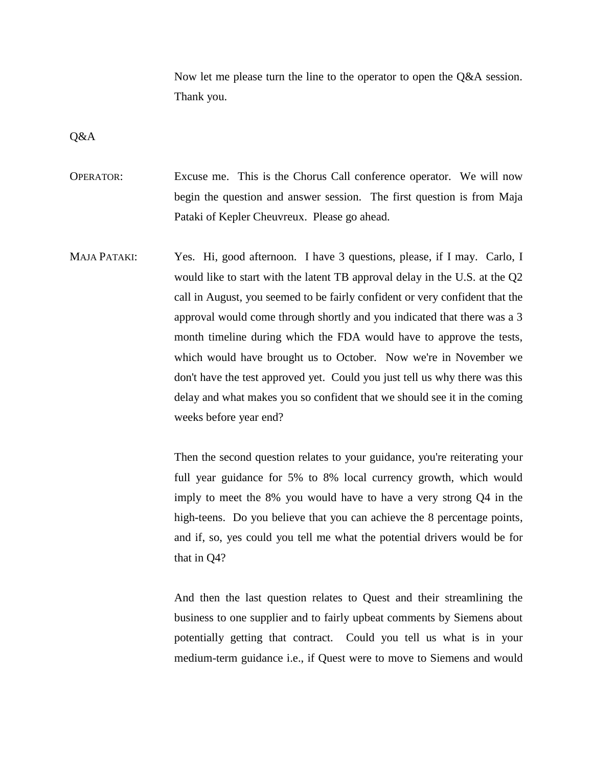Now let me please turn the line to the operator to open the Q&A session. Thank you.

Q&A

OPERATOR: Excuse me. This is the Chorus Call conference operator. We will now begin the question and answer session. The first question is from Maja Pataki of Kepler Cheuvreux. Please go ahead.

MAJA PATAKI: Yes. Hi, good afternoon. I have 3 questions, please, if I may. Carlo, I would like to start with the latent TB approval delay in the U.S. at the Q2 call in August, you seemed to be fairly confident or very confident that the approval would come through shortly and you indicated that there was a 3 month timeline during which the FDA would have to approve the tests, which would have brought us to October. Now we're in November we don't have the test approved yet. Could you just tell us why there was this delay and what makes you so confident that we should see it in the coming weeks before year end?

Then the second question relates to your guidance, you're reiterating your full year guidance for 5% to 8% local currency growth, which would imply to meet the 8% you would have to have a very strong Q4 in the high-teens. Do you believe that you can achieve the 8 percentage points, and if, so, yes could you tell me what the potential drivers would be for that in Q4?

And then the last question relates to Quest and their streamlining the business to one supplier and to fairly upbeat comments by Siemens about potentially getting that contract. Could you tell us what is in your medium-term guidance i.e., if Quest were to move to Siemens and would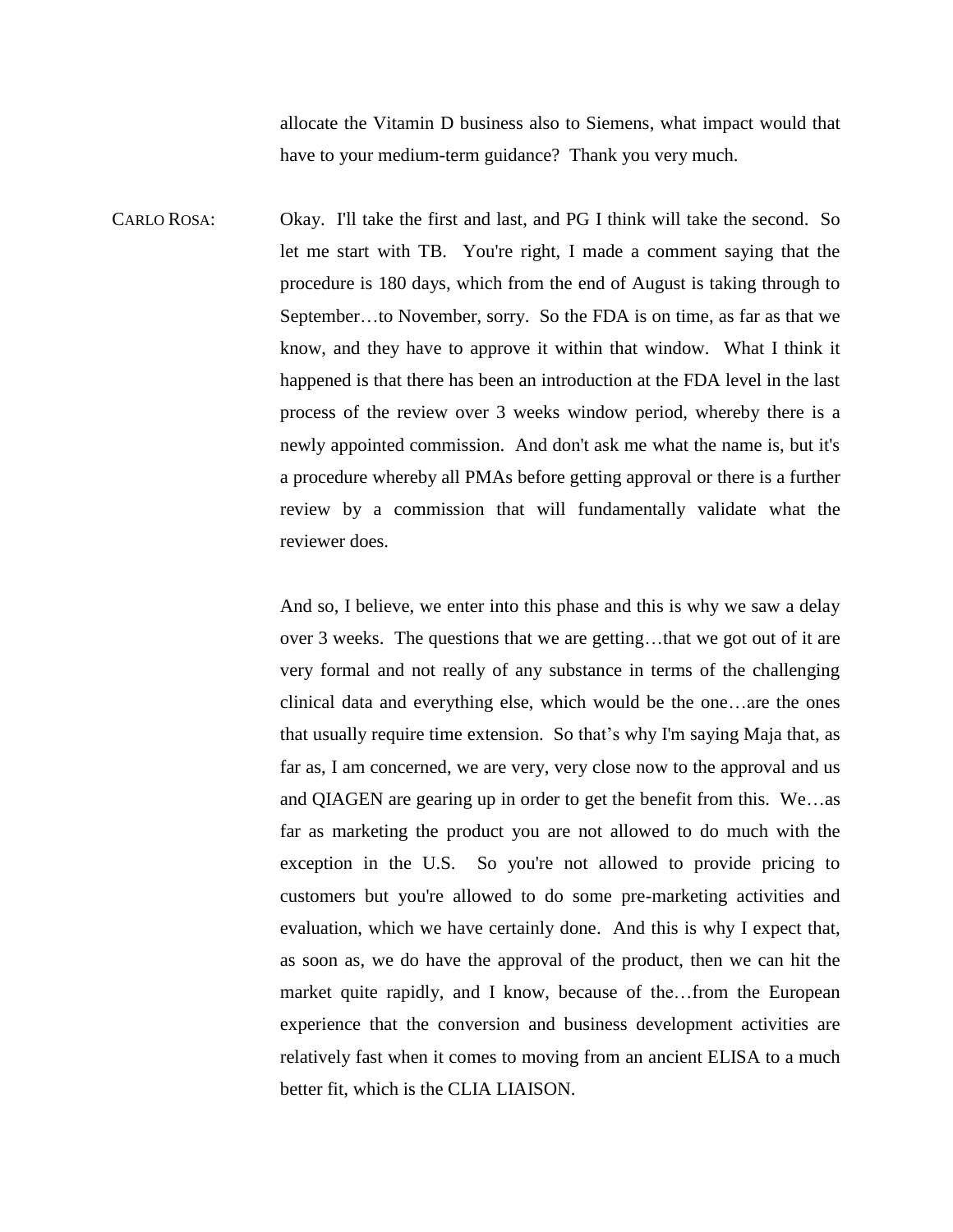allocate the Vitamin D business also to Siemens, what impact would that have to your medium-term guidance? Thank you very much.

CARLO ROSA: Okay. I'll take the first and last, and PG I think will take the second. So let me start with TB. You're right, I made a comment saying that the procedure is 180 days, which from the end of August is taking through to September…to November, sorry. So the FDA is on time, as far as that we know, and they have to approve it within that window. What I think it happened is that there has been an introduction at the FDA level in the last process of the review over 3 weeks window period, whereby there is a newly appointed commission. And don't ask me what the name is, but it's a procedure whereby all PMAs before getting approval or there is a further review by a commission that will fundamentally validate what the reviewer does.

And so, I believe, we enter into this phase and this is why we saw a delay over 3 weeks. The questions that we are getting…that we got out of it are very formal and not really of any substance in terms of the challenging clinical data and everything else, which would be the one…are the ones that usually require time extension. So that's why I'm saying Maja that, as far as, I am concerned, we are very, very close now to the approval and us and QIAGEN are gearing up in order to get the benefit from this. We…as far as marketing the product you are not allowed to do much with the exception in the U.S. So you're not allowed to provide pricing to customers but you're allowed to do some pre-marketing activities and evaluation, which we have certainly done. And this is why I expect that, as soon as, we do have the approval of the product, then we can hit the market quite rapidly, and I know, because of the…from the European experience that the conversion and business development activities are relatively fast when it comes to moving from an ancient ELISA to a much better fit, which is the CLIA LIAISON.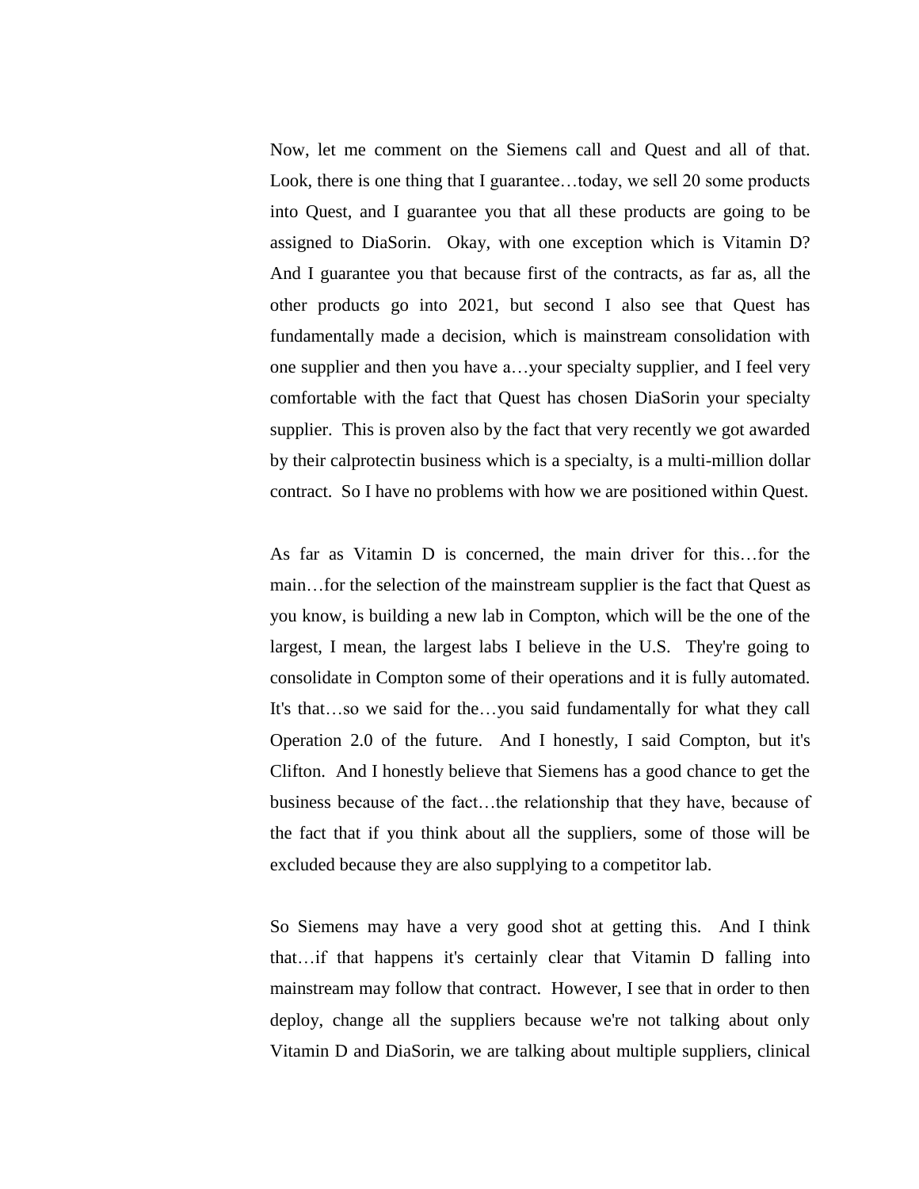Now, let me comment on the Siemens call and Quest and all of that. Look, there is one thing that I guarantee…today, we sell 20 some products into Quest, and I guarantee you that all these products are going to be assigned to DiaSorin. Okay, with one exception which is Vitamin D? And I guarantee you that because first of the contracts, as far as, all the other products go into 2021, but second I also see that Quest has fundamentally made a decision, which is mainstream consolidation with one supplier and then you have a…your specialty supplier, and I feel very comfortable with the fact that Quest has chosen DiaSorin your specialty supplier. This is proven also by the fact that very recently we got awarded by their calprotectin business which is a specialty, is a multi-million dollar contract. So I have no problems with how we are positioned within Quest.

As far as Vitamin D is concerned, the main driver for this…for the main…for the selection of the mainstream supplier is the fact that Quest as you know, is building a new lab in Compton, which will be the one of the largest, I mean, the largest labs I believe in the U.S. They're going to consolidate in Compton some of their operations and it is fully automated. It's that…so we said for the…you said fundamentally for what they call Operation 2.0 of the future. And I honestly, I said Compton, but it's Clifton. And I honestly believe that Siemens has a good chance to get the business because of the fact…the relationship that they have, because of the fact that if you think about all the suppliers, some of those will be excluded because they are also supplying to a competitor lab.

So Siemens may have a very good shot at getting this. And I think that…if that happens it's certainly clear that Vitamin D falling into mainstream may follow that contract. However, I see that in order to then deploy, change all the suppliers because we're not talking about only Vitamin D and DiaSorin, we are talking about multiple suppliers, clinical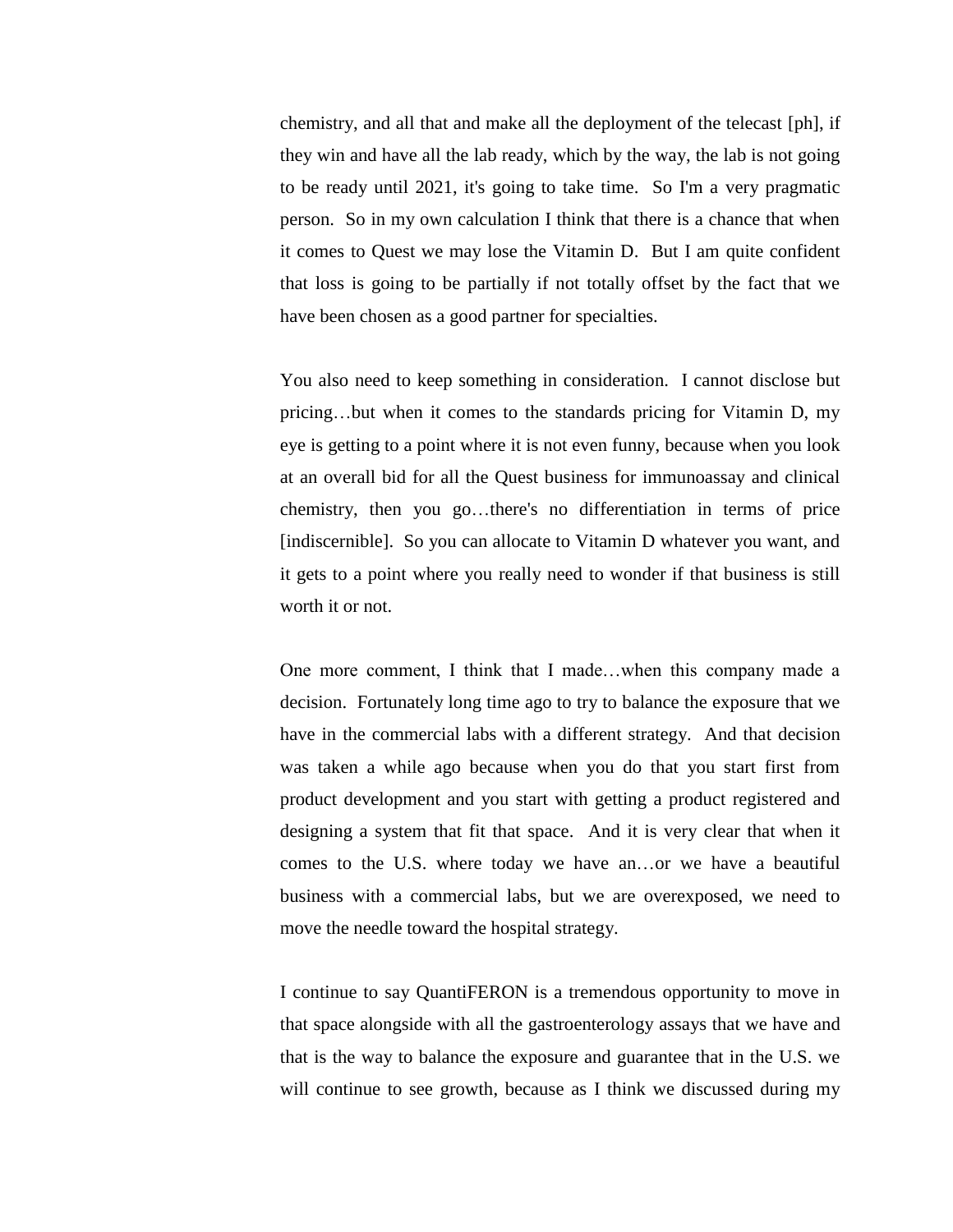chemistry, and all that and make all the deployment of the telecast [ph], if they win and have all the lab ready, which by the way, the lab is not going to be ready until 2021, it's going to take time. So I'm a very pragmatic person. So in my own calculation I think that there is a chance that when it comes to Quest we may lose the Vitamin D. But I am quite confident that loss is going to be partially if not totally offset by the fact that we have been chosen as a good partner for specialties.

You also need to keep something in consideration. I cannot disclose but pricing…but when it comes to the standards pricing for Vitamin D, my eye is getting to a point where it is not even funny, because when you look at an overall bid for all the Quest business for immunoassay and clinical chemistry, then you go…there's no differentiation in terms of price [indiscernible]. So you can allocate to Vitamin D whatever you want, and it gets to a point where you really need to wonder if that business is still worth it or not.

One more comment, I think that I made…when this company made a decision. Fortunately long time ago to try to balance the exposure that we have in the commercial labs with a different strategy. And that decision was taken a while ago because when you do that you start first from product development and you start with getting a product registered and designing a system that fit that space. And it is very clear that when it comes to the U.S. where today we have an…or we have a beautiful business with a commercial labs, but we are overexposed, we need to move the needle toward the hospital strategy.

I continue to say QuantiFERON is a tremendous opportunity to move in that space alongside with all the gastroenterology assays that we have and that is the way to balance the exposure and guarantee that in the U.S. we will continue to see growth, because as I think we discussed during my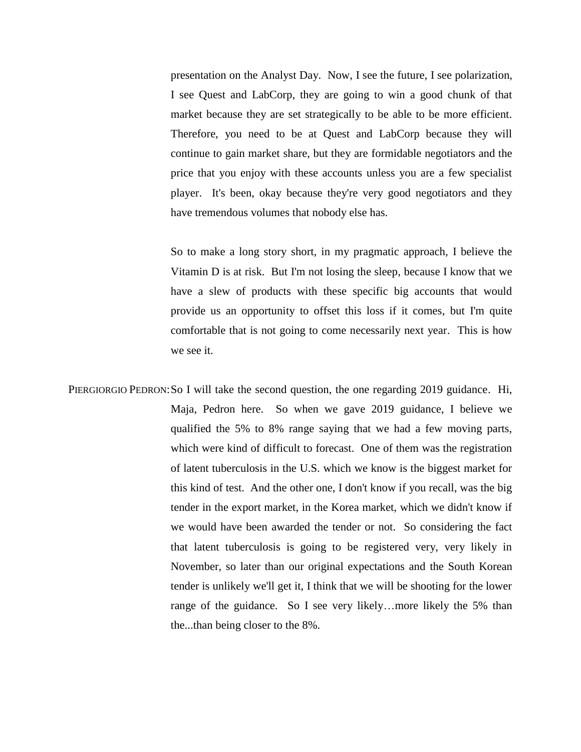presentation on the Analyst Day. Now, I see the future, I see polarization, I see Quest and LabCorp, they are going to win a good chunk of that market because they are set strategically to be able to be more efficient. Therefore, you need to be at Quest and LabCorp because they will continue to gain market share, but they are formidable negotiators and the price that you enjoy with these accounts unless you are a few specialist player. It's been, okay because they're very good negotiators and they have tremendous volumes that nobody else has.

So to make a long story short, in my pragmatic approach, I believe the Vitamin D is at risk. But I'm not losing the sleep, because I know that we have a slew of products with these specific big accounts that would provide us an opportunity to offset this loss if it comes, but I'm quite comfortable that is not going to come necessarily next year. This is how we see it.

PIERGIORGIO PEDRON: So I will take the second question, the one regarding 2019 guidance. Hi, Maja, Pedron here. So when we gave 2019 guidance, I believe we qualified the 5% to 8% range saying that we had a few moving parts, which were kind of difficult to forecast. One of them was the registration of latent tuberculosis in the U.S. which we know is the biggest market for this kind of test. And the other one, I don't know if you recall, was the big tender in the export market, in the Korea market, which we didn't know if we would have been awarded the tender or not. So considering the fact that latent tuberculosis is going to be registered very, very likely in November, so later than our original expectations and the South Korean tender is unlikely we'll get it, I think that we will be shooting for the lower range of the guidance. So I see very likely…more likely the 5% than the...than being closer to the 8%.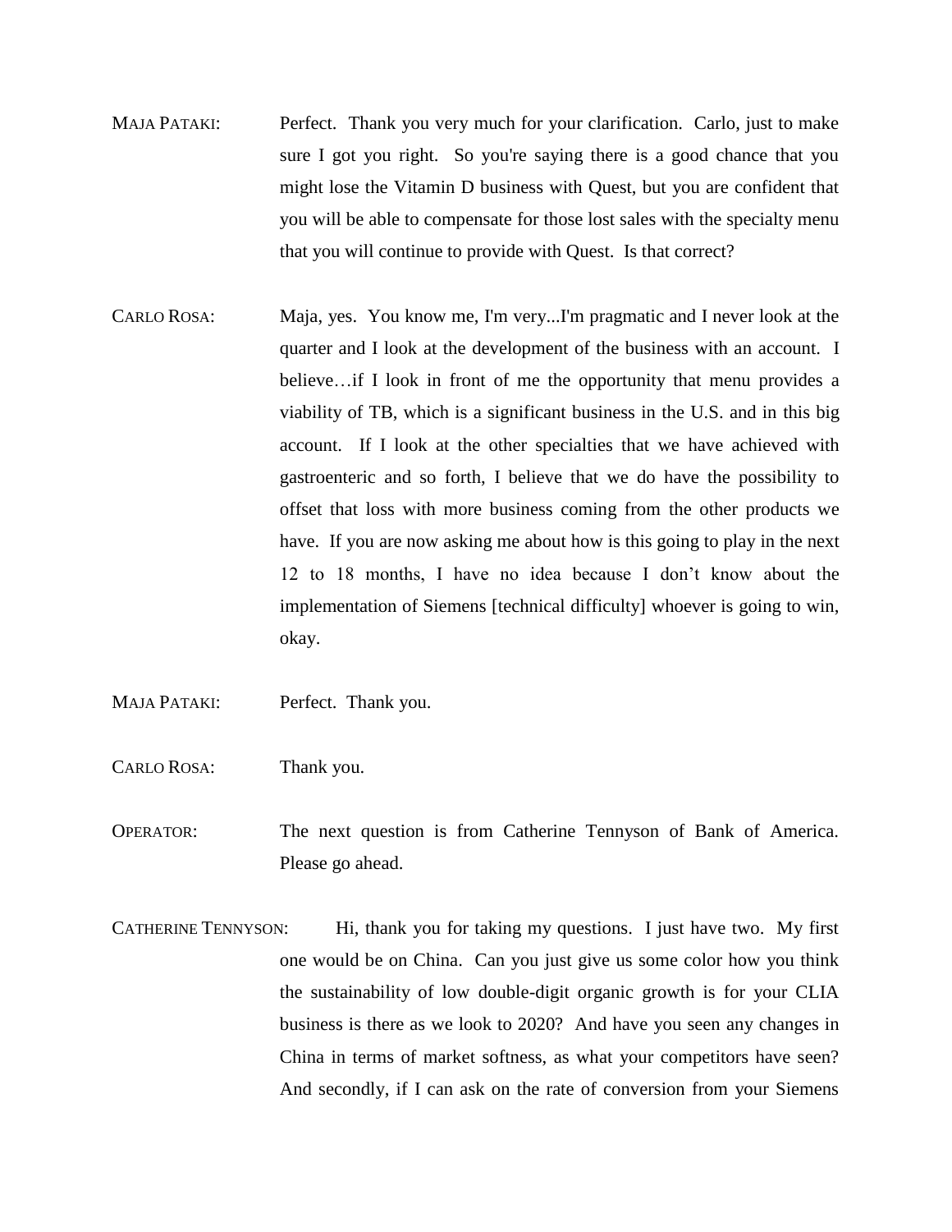MAJA PATAKI: Perfect. Thank you very much for your clarification. Carlo, just to make sure I got you right. So you're saying there is a good chance that you might lose the Vitamin D business with Quest, but you are confident that you will be able to compensate for those lost sales with the specialty menu that you will continue to provide with Quest. Is that correct?

CARLO ROSA: Maja, yes. You know me, I'm very...I'm pragmatic and I never look at the quarter and I look at the development of the business with an account. I believe…if I look in front of me the opportunity that menu provides a viability of TB, which is a significant business in the U.S. and in this big account. If I look at the other specialties that we have achieved with gastroenteric and so forth, I believe that we do have the possibility to offset that loss with more business coming from the other products we have. If you are now asking me about how is this going to play in the next 12 to 18 months, I have no idea because I don't know about the implementation of Siemens [technical difficulty] whoever is going to win, okay.

MAJA PATAKI: Perfect. Thank you.

CARLO ROSA: Thank you.

OPERATOR: The next question is from Catherine Tennyson of Bank of America. Please go ahead.

CATHERINE TENNYSON: Hi, thank you for taking my questions. I just have two. My first one would be on China. Can you just give us some color how you think the sustainability of low double-digit organic growth is for your CLIA business is there as we look to 2020? And have you seen any changes in China in terms of market softness, as what your competitors have seen? And secondly, if I can ask on the rate of conversion from your Siemens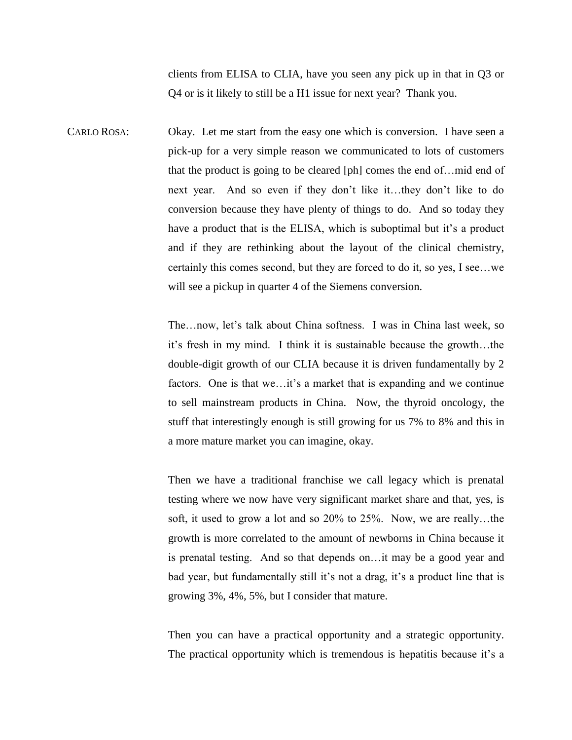clients from ELISA to CLIA, have you seen any pick up in that in Q3 or Q4 or is it likely to still be a H1 issue for next year? Thank you.

CARLO ROSA: Okay. Let me start from the easy one which is conversion. I have seen a pick-up for a very simple reason we communicated to lots of customers that the product is going to be cleared [ph] comes the end of…mid end of next year. And so even if they don't like it…they don't like to do conversion because they have plenty of things to do. And so today they have a product that is the ELISA, which is suboptimal but it's a product and if they are rethinking about the layout of the clinical chemistry, certainly this comes second, but they are forced to do it, so yes, I see…we will see a pickup in quarter 4 of the Siemens conversion.

The…now, let's talk about China softness. I was in China last week, so it's fresh in my mind. I think it is sustainable because the growth…the double-digit growth of our CLIA because it is driven fundamentally by 2 factors. One is that we…it's a market that is expanding and we continue to sell mainstream products in China. Now, the thyroid oncology, the stuff that interestingly enough is still growing for us 7% to 8% and this in a more mature market you can imagine, okay.

Then we have a traditional franchise we call legacy which is prenatal testing where we now have very significant market share and that, yes, is soft, it used to grow a lot and so 20% to 25%. Now, we are really…the growth is more correlated to the amount of newborns in China because it is prenatal testing. And so that depends on…it may be a good year and bad year, but fundamentally still it's not a drag, it's a product line that is growing 3%, 4%, 5%, but I consider that mature.

Then you can have a practical opportunity and a strategic opportunity. The practical opportunity which is tremendous is hepatitis because it's a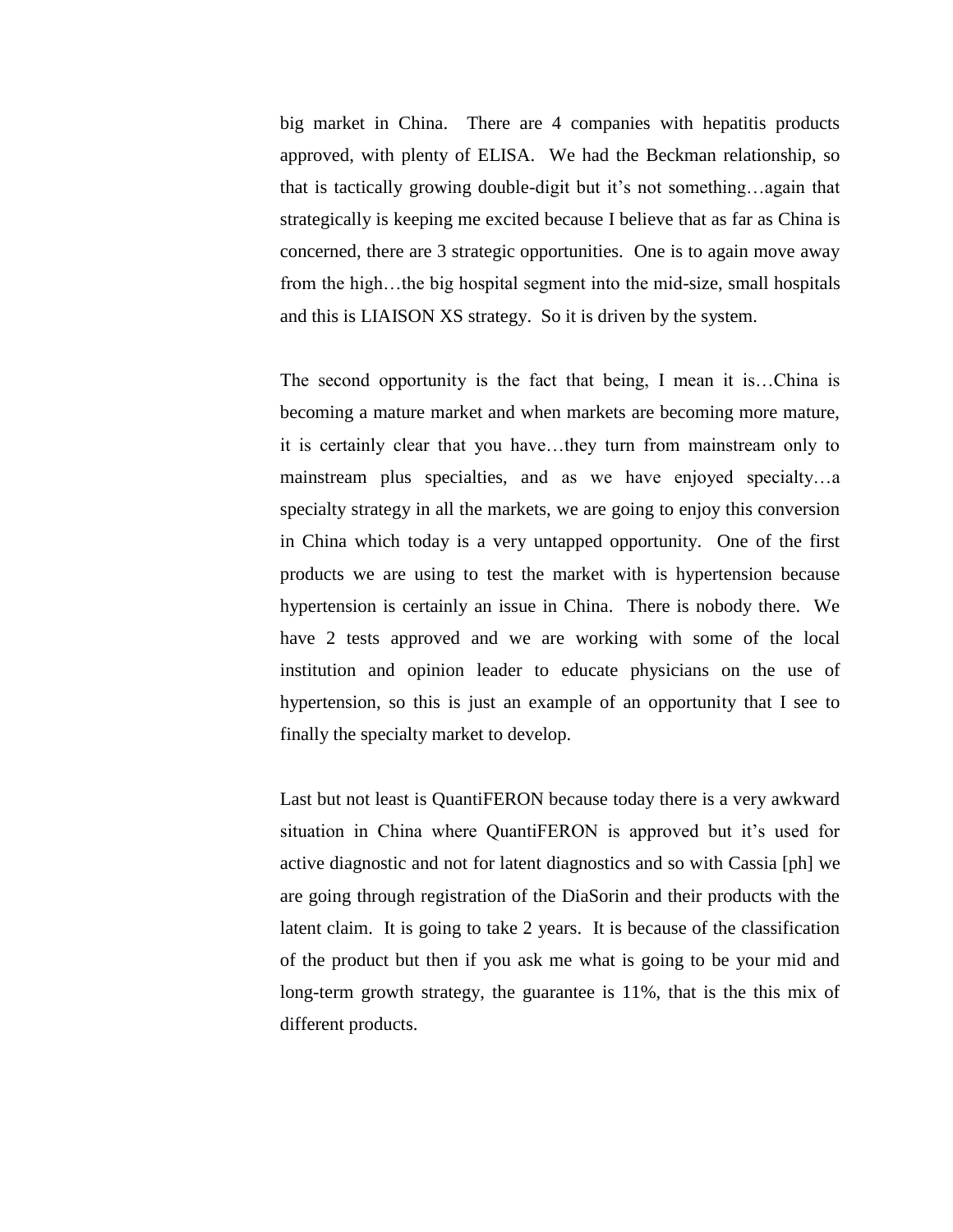big market in China. There are 4 companies with hepatitis products approved, with plenty of ELISA. We had the Beckman relationship, so that is tactically growing double-digit but it's not something…again that strategically is keeping me excited because I believe that as far as China is concerned, there are 3 strategic opportunities. One is to again move away from the high…the big hospital segment into the mid-size, small hospitals and this is LIAISON XS strategy. So it is driven by the system.

The second opportunity is the fact that being, I mean it is…China is becoming a mature market and when markets are becoming more mature, it is certainly clear that you have…they turn from mainstream only to mainstream plus specialties, and as we have enjoyed specialty…a specialty strategy in all the markets, we are going to enjoy this conversion in China which today is a very untapped opportunity. One of the first products we are using to test the market with is hypertension because hypertension is certainly an issue in China. There is nobody there. We have 2 tests approved and we are working with some of the local institution and opinion leader to educate physicians on the use of hypertension, so this is just an example of an opportunity that I see to finally the specialty market to develop.

Last but not least is QuantiFERON because today there is a very awkward situation in China where QuantiFERON is approved but it's used for active diagnostic and not for latent diagnostics and so with Cassia [ph] we are going through registration of the DiaSorin and their products with the latent claim. It is going to take 2 years. It is because of the classification of the product but then if you ask me what is going to be your mid and long-term growth strategy, the guarantee is 11%, that is the this mix of different products.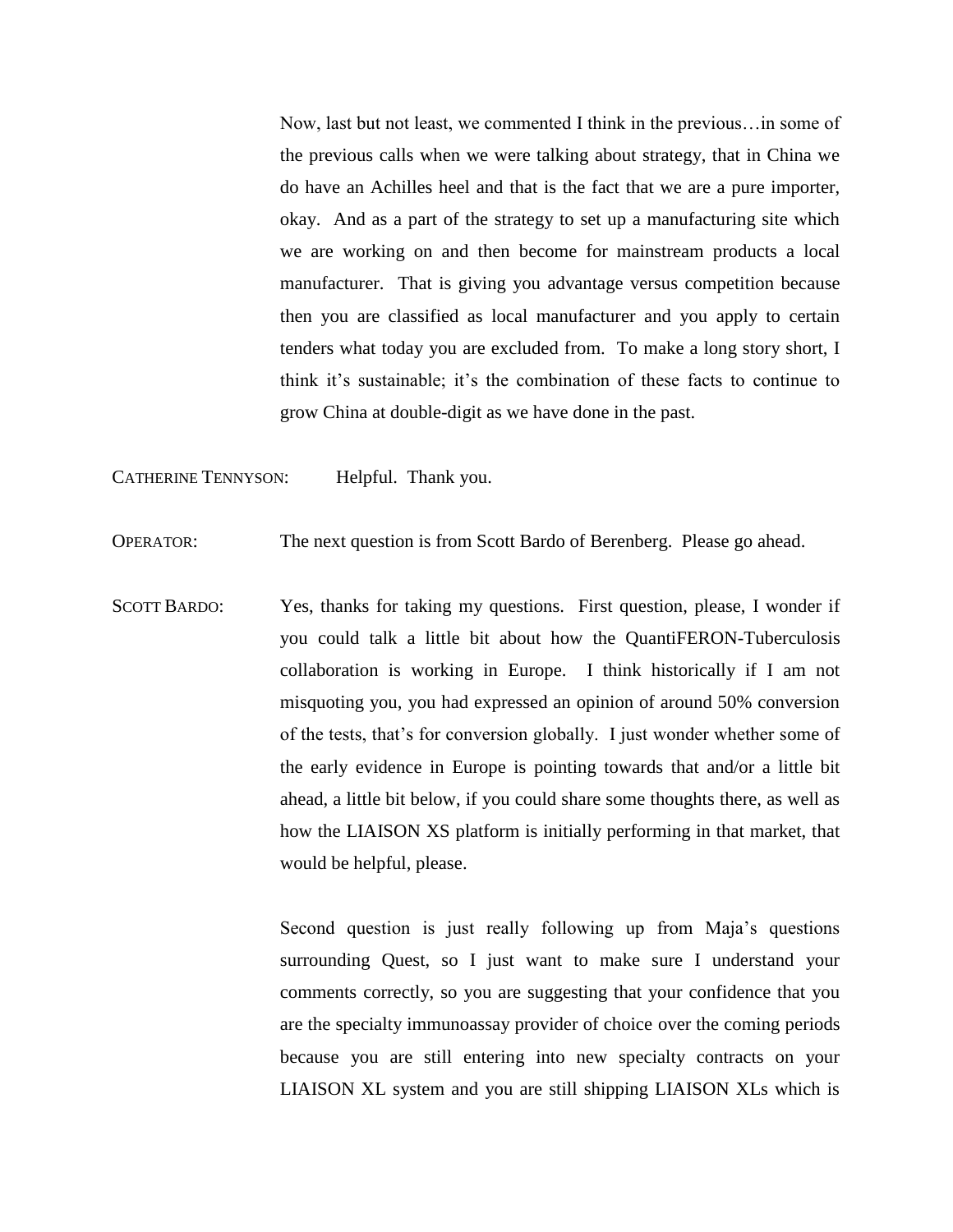Now, last but not least, we commented I think in the previous…in some of the previous calls when we were talking about strategy, that in China we do have an Achilles heel and that is the fact that we are a pure importer, okay. And as a part of the strategy to set up a manufacturing site which we are working on and then become for mainstream products a local manufacturer. That is giving you advantage versus competition because then you are classified as local manufacturer and you apply to certain tenders what today you are excluded from. To make a long story short, I think it's sustainable; it's the combination of these facts to continue to grow China at double-digit as we have done in the past.

CATHERINE TENNYSON: Helpful. Thank you.

OPERATOR: The next question is from Scott Bardo of Berenberg. Please go ahead.

SCOTT BARDO: Yes, thanks for taking my questions. First question, please, I wonder if you could talk a little bit about how the QuantiFERON-Tuberculosis collaboration is working in Europe. I think historically if I am not misquoting you, you had expressed an opinion of around 50% conversion of the tests, that's for conversion globally. I just wonder whether some of the early evidence in Europe is pointing towards that and/or a little bit ahead, a little bit below, if you could share some thoughts there, as well as how the LIAISON XS platform is initially performing in that market, that would be helpful, please.

Second question is just really following up from Maja's questions surrounding Quest, so I just want to make sure I understand your comments correctly, so you are suggesting that your confidence that you are the specialty immunoassay provider of choice over the coming periods because you are still entering into new specialty contracts on your LIAISON XL system and you are still shipping LIAISON XLs which is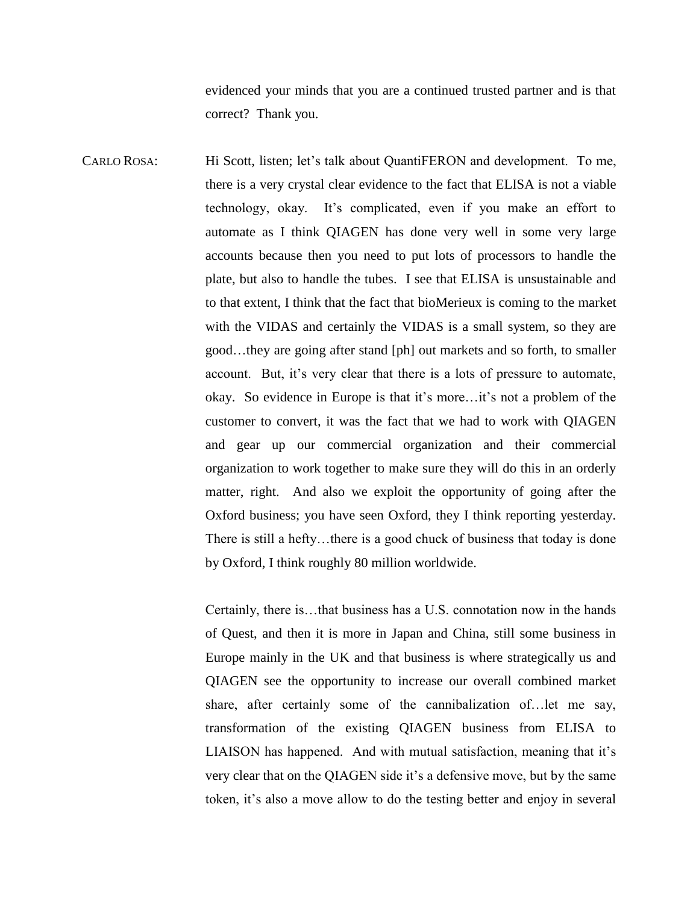evidenced your minds that you are a continued trusted partner and is that correct? Thank you.

CARLO ROSA: Hi Scott, listen; let's talk about QuantiFERON and development. To me, there is a very crystal clear evidence to the fact that ELISA is not a viable technology, okay. It's complicated, even if you make an effort to automate as I think QIAGEN has done very well in some very large accounts because then you need to put lots of processors to handle the plate, but also to handle the tubes. I see that ELISA is unsustainable and to that extent, I think that the fact that bioMerieux is coming to the market with the VIDAS and certainly the VIDAS is a small system, so they are good…they are going after stand [ph] out markets and so forth, to smaller account. But, it's very clear that there is a lots of pressure to automate, okay. So evidence in Europe is that it's more…it's not a problem of the customer to convert, it was the fact that we had to work with QIAGEN and gear up our commercial organization and their commercial organization to work together to make sure they will do this in an orderly matter, right. And also we exploit the opportunity of going after the Oxford business; you have seen Oxford, they I think reporting yesterday. There is still a hefty…there is a good chuck of business that today is done by Oxford, I think roughly 80 million worldwide.

Certainly, there is…that business has a U.S. connotation now in the hands of Quest, and then it is more in Japan and China, still some business in Europe mainly in the UK and that business is where strategically us and QIAGEN see the opportunity to increase our overall combined market share, after certainly some of the cannibalization of…let me say, transformation of the existing QIAGEN business from ELISA to LIAISON has happened. And with mutual satisfaction, meaning that it's very clear that on the QIAGEN side it's a defensive move, but by the same token, it's also a move allow to do the testing better and enjoy in several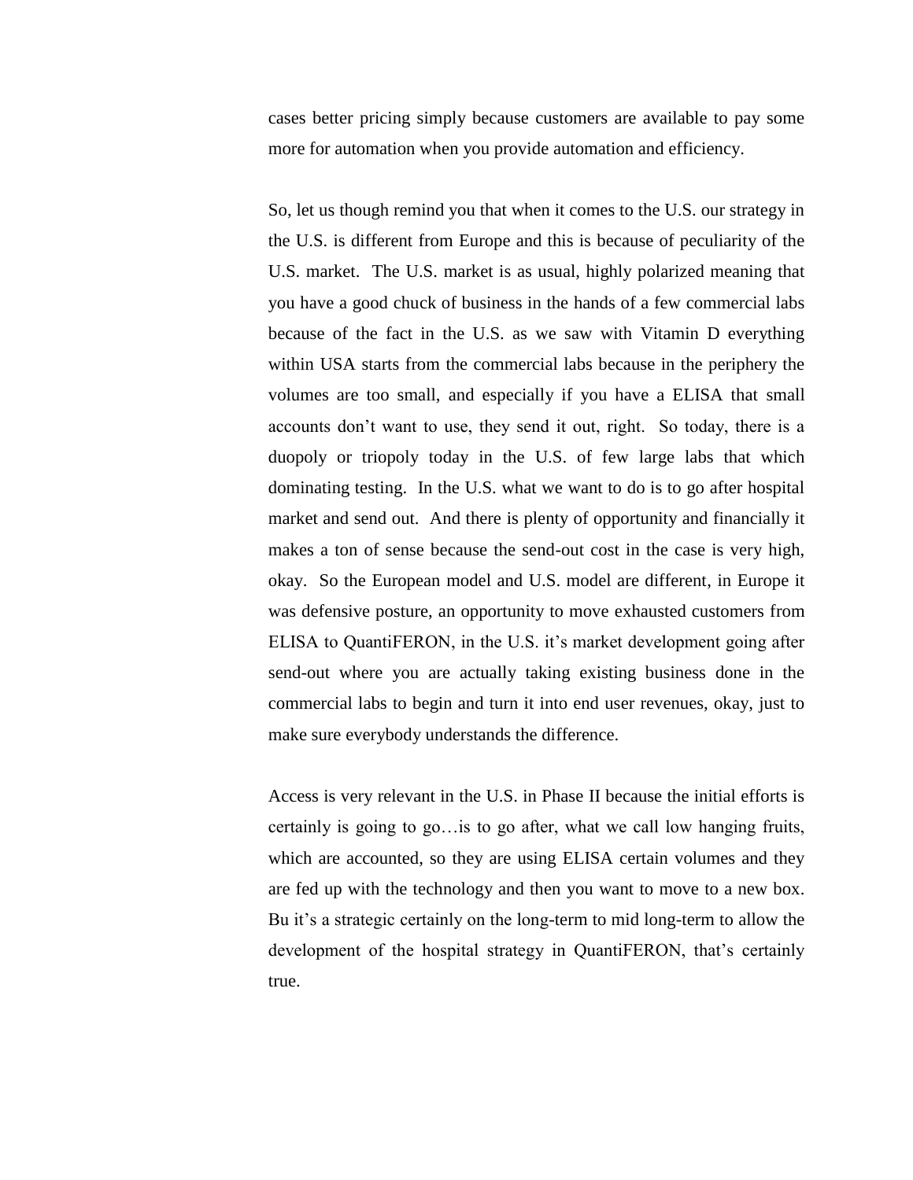cases better pricing simply because customers are available to pay some more for automation when you provide automation and efficiency.

So, let us though remind you that when it comes to the U.S. our strategy in the U.S. is different from Europe and this is because of peculiarity of the U.S. market. The U.S. market is as usual, highly polarized meaning that you have a good chuck of business in the hands of a few commercial labs because of the fact in the U.S. as we saw with Vitamin D everything within USA starts from the commercial labs because in the periphery the volumes are too small, and especially if you have a ELISA that small accounts don't want to use, they send it out, right. So today, there is a duopoly or triopoly today in the U.S. of few large labs that which dominating testing. In the U.S. what we want to do is to go after hospital market and send out. And there is plenty of opportunity and financially it makes a ton of sense because the send-out cost in the case is very high, okay. So the European model and U.S. model are different, in Europe it was defensive posture, an opportunity to move exhausted customers from ELISA to QuantiFERON, in the U.S. it's market development going after send-out where you are actually taking existing business done in the commercial labs to begin and turn it into end user revenues, okay, just to make sure everybody understands the difference.

Access is very relevant in the U.S. in Phase II because the initial efforts is certainly is going to go…is to go after, what we call low hanging fruits, which are accounted, so they are using ELISA certain volumes and they are fed up with the technology and then you want to move to a new box. Bu it's a strategic certainly on the long-term to mid long-term to allow the development of the hospital strategy in QuantiFERON, that's certainly true.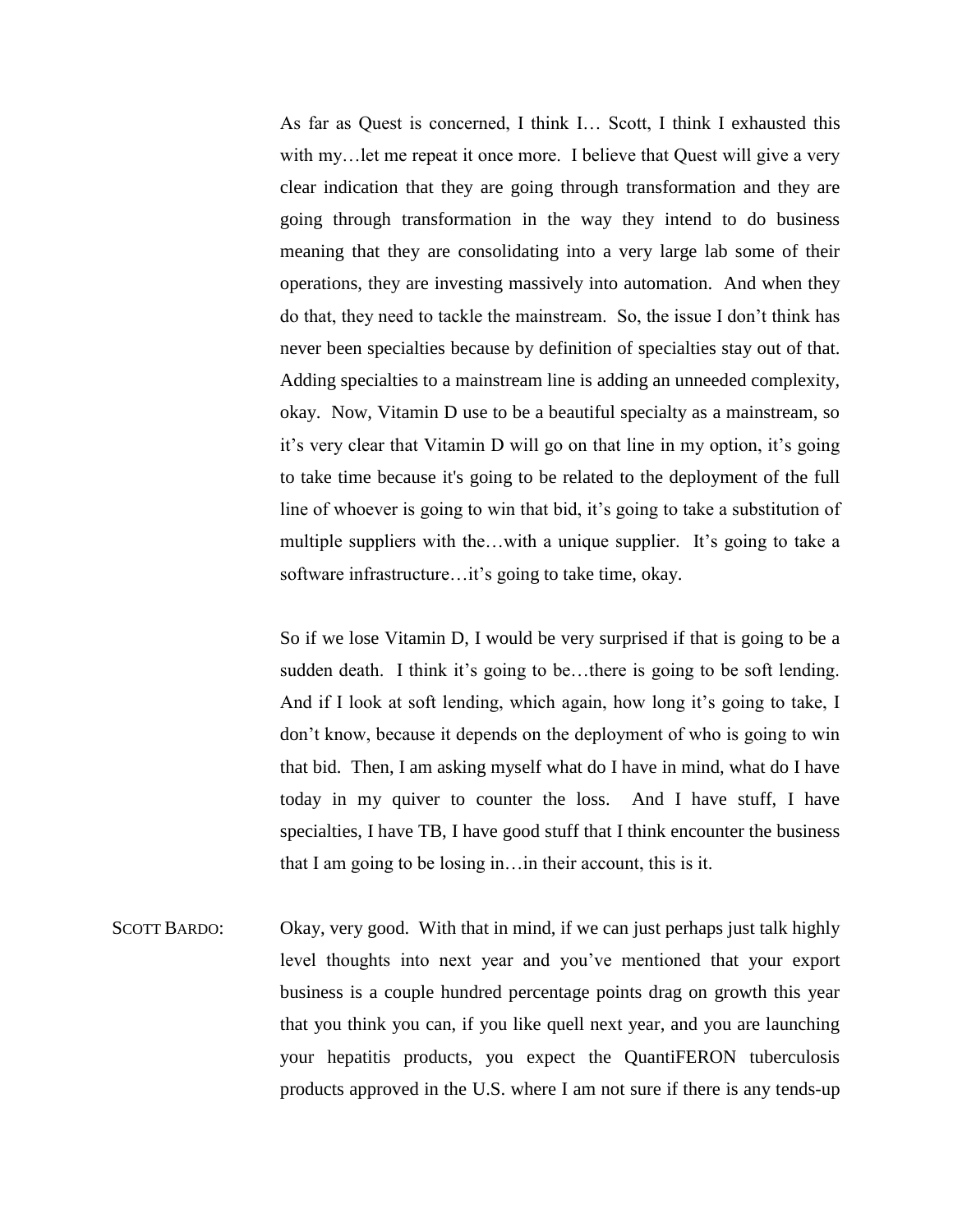As far as Quest is concerned, I think I… Scott, I think I exhausted this with my…let me repeat it once more. I believe that Quest will give a very clear indication that they are going through transformation and they are going through transformation in the way they intend to do business meaning that they are consolidating into a very large lab some of their operations, they are investing massively into automation. And when they do that, they need to tackle the mainstream. So, the issue I don't think has never been specialties because by definition of specialties stay out of that. Adding specialties to a mainstream line is adding an unneeded complexity, okay. Now, Vitamin D use to be a beautiful specialty as a mainstream, so it's very clear that Vitamin D will go on that line in my option, it's going to take time because it's going to be related to the deployment of the full line of whoever is going to win that bid, it's going to take a substitution of multiple suppliers with the…with a unique supplier. It's going to take a software infrastructure…it's going to take time, okay.

So if we lose Vitamin D, I would be very surprised if that is going to be a sudden death. I think it's going to be…there is going to be soft lending. And if I look at soft lending, which again, how long it's going to take, I don't know, because it depends on the deployment of who is going to win that bid. Then, I am asking myself what do I have in mind, what do I have today in my quiver to counter the loss. And I have stuff, I have specialties, I have TB, I have good stuff that I think encounter the business that I am going to be losing in…in their account, this is it.

SCOTT BARDO: Okay, very good. With that in mind, if we can just perhaps just talk highly level thoughts into next year and you've mentioned that your export business is a couple hundred percentage points drag on growth this year that you think you can, if you like quell next year, and you are launching your hepatitis products, you expect the QuantiFERON tuberculosis products approved in the U.S. where I am not sure if there is any tends-up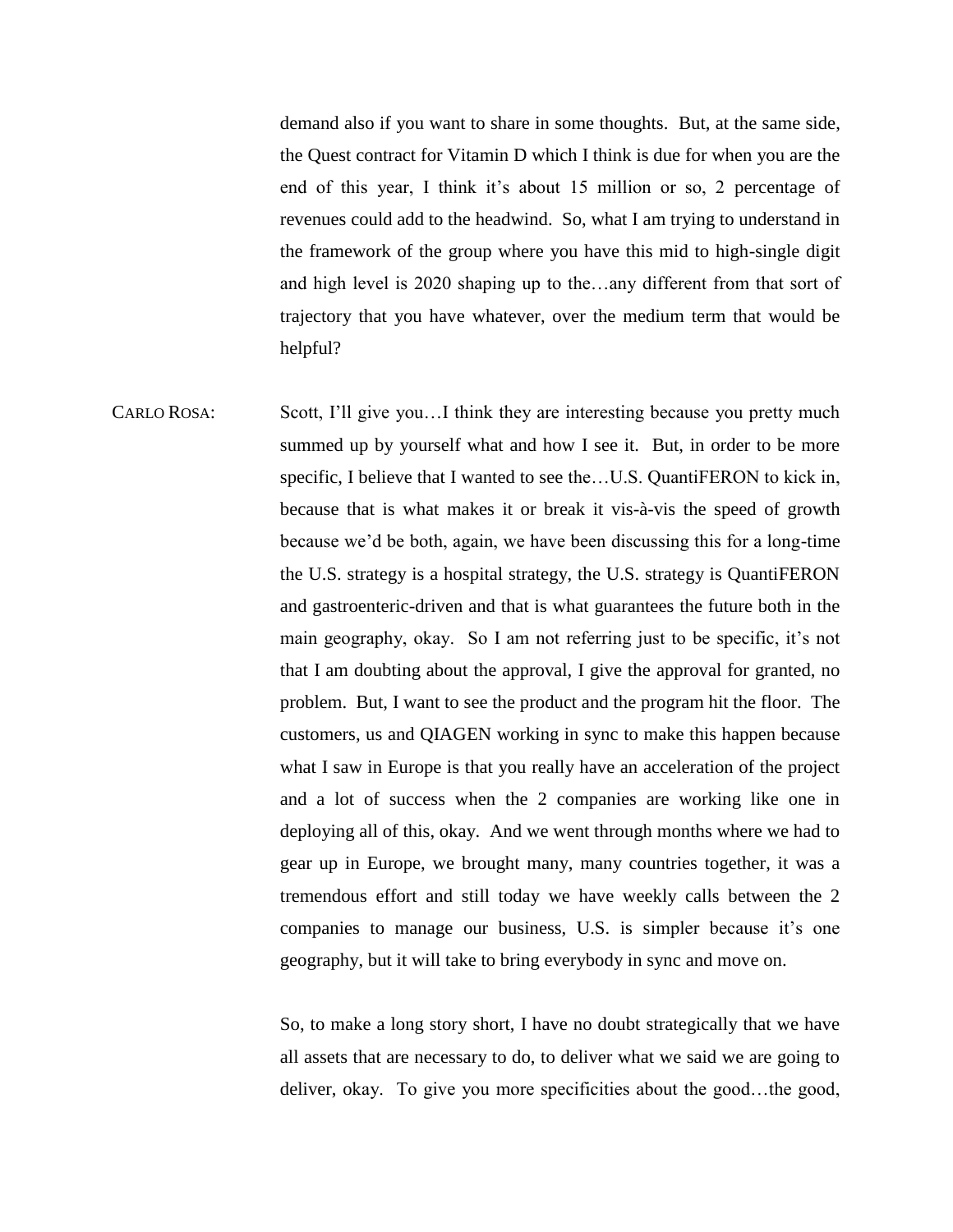demand also if you want to share in some thoughts. But, at the same side, the Quest contract for Vitamin D which I think is due for when you are the end of this year, I think it's about 15 million or so, 2 percentage of revenues could add to the headwind. So, what I am trying to understand in the framework of the group where you have this mid to high-single digit and high level is 2020 shaping up to the…any different from that sort of trajectory that you have whatever, over the medium term that would be helpful?

CARLO ROSA: Scott, I'll give you…I think they are interesting because you pretty much summed up by yourself what and how I see it. But, in order to be more specific, I believe that I wanted to see the…U.S. QuantiFERON to kick in, because that is what makes it or break it vis-à-vis the speed of growth because we'd be both, again, we have been discussing this for a long-time the U.S. strategy is a hospital strategy, the U.S. strategy is QuantiFERON and gastroenteric-driven and that is what guarantees the future both in the main geography, okay. So I am not referring just to be specific, it's not that I am doubting about the approval, I give the approval for granted, no problem. But, I want to see the product and the program hit the floor. The customers, us and QIAGEN working in sync to make this happen because what I saw in Europe is that you really have an acceleration of the project and a lot of success when the 2 companies are working like one in deploying all of this, okay. And we went through months where we had to gear up in Europe, we brought many, many countries together, it was a tremendous effort and still today we have weekly calls between the 2 companies to manage our business, U.S. is simpler because it's one geography, but it will take to bring everybody in sync and move on.

So, to make a long story short, I have no doubt strategically that we have all assets that are necessary to do, to deliver what we said we are going to deliver, okay. To give you more specificities about the good…the good,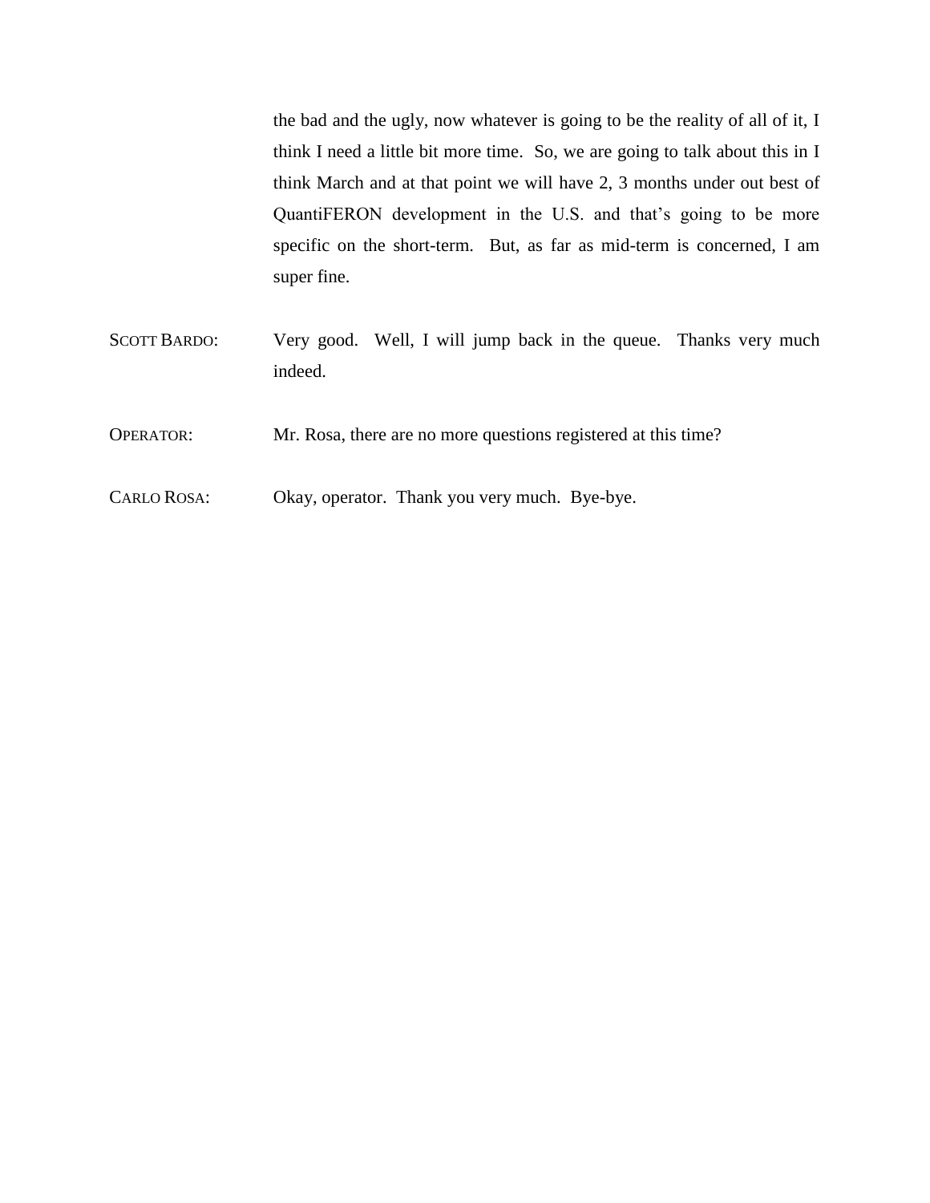the bad and the ugly, now whatever is going to be the reality of all of it, I think I need a little bit more time. So, we are going to talk about this in I think March and at that point we will have 2, 3 months under out best of QuantiFERON development in the U.S. and that's going to be more specific on the short-term. But, as far as mid-term is concerned, I am super fine.

SCOTT BARDO: Very good. Well, I will jump back in the queue. Thanks very much indeed.

OPERATOR: Mr. Rosa, there are no more questions registered at this time?

CARLO ROSA: Okay, operator. Thank you very much. Bye-bye.